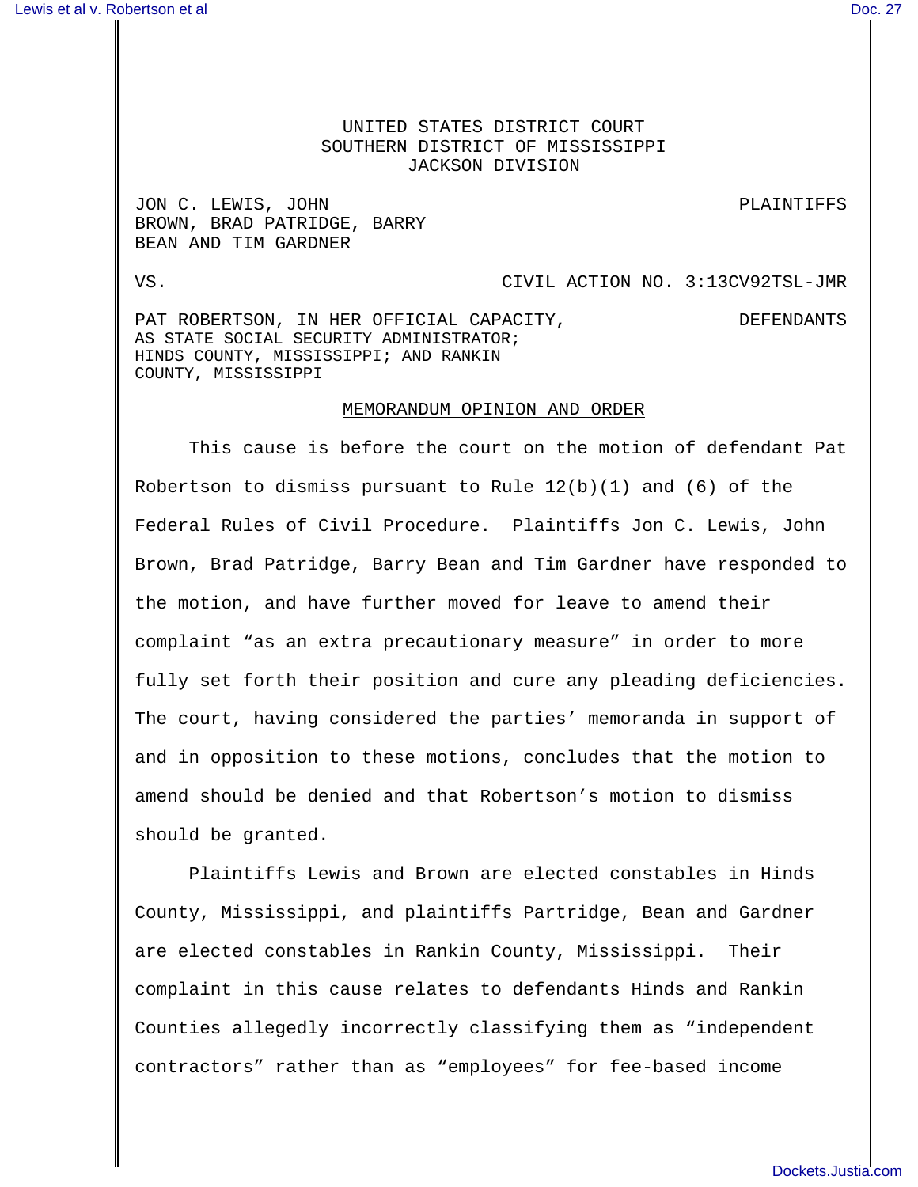UNITED STATES DISTRICT COURT
SOUTHERN DISTRICT OF MISSISSIPPI
JACKSON DIVISION

JON C. LEWIS, JOHN BROWN, BRAD PATRIDGE, BARRY BEAN AND TIM GARDNER — PLAINTIFFS

VS. — CIVIL ACTION NO. 3:13CV92TSL-JMR

PAT ROBERTSON, IN HER OFFICIAL CAPACITY, AS STATE SOCIAL SECURITY ADMINISTRATOR; HINDS COUNTY, MISSISSIPPI; AND RANKIN COUNTY, MISSISSIPPI — DEFENDANTS

## MEMORANDUM OPINION AND ORDER

This cause is before the court on the motion of defendant Pat Robertson to dismiss pursuant to Rule 12(b)(1) and (6) of the Federal Rules of Civil Procedure. Plaintiffs Jon C. Lewis, John Brown, Brad Patridge, Barry Bean and Tim Gardner have responded to the motion, and have further moved for leave to amend their complaint "as an extra precautionary measure" in order to more fully set forth their position and cure any pleading deficiencies. The court, having considered the parties' memoranda in support of and in opposition to these motions, concludes that the motion to amend should be denied and that Robertson's motion to dismiss should be granted.

Plaintiffs Lewis and Brown are elected constables in Hinds County, Mississippi, and plaintiffs Partridge, Bean and Gardner are elected constables in Rankin County, Mississippi. Their complaint in this cause relates to defendants Hinds and Rankin Counties allegedly incorrectly classifying them as "independent contractors" rather than as "employees" for fee-based income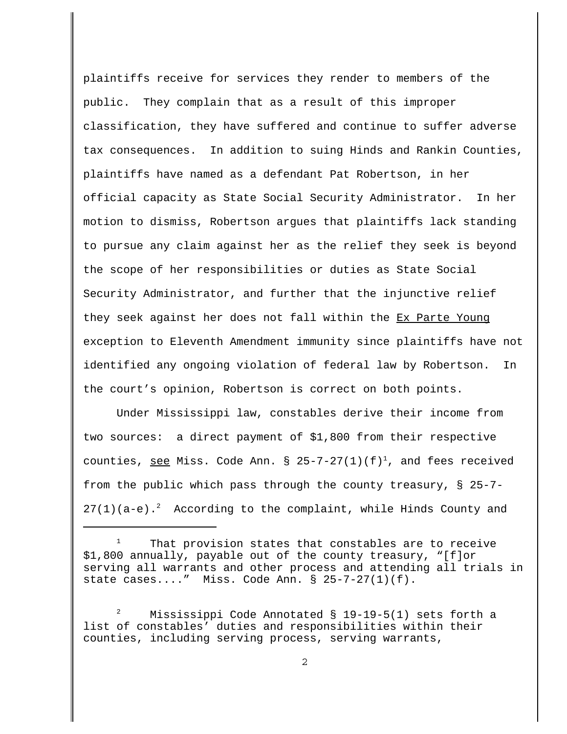plaintiffs receive for services they render to members of the public. They complain that as a result of this improper classification, they have suffered and continue to suffer adverse tax consequences. In addition to suing Hinds and Rankin Counties, plaintiffs have named as a defendant Pat Robertson, in her official capacity as State Social Security Administrator. In her motion to dismiss, Robertson argues that plaintiffs lack standing to pursue any claim against her as the relief they seek is beyond the scope of her responsibilities or duties as State Social Security Administrator, and further that the injunctive relief they seek against her does not fall within the Ex Parte Young exception to Eleventh Amendment immunity since plaintiffs have not identified any ongoing violation of federal law by Robertson. In the court's opinion, Robertson is correct on both points.

Under Mississippi law, constables derive their income from two sources: a direct payment of $1,800 from their respective counties, see Miss. Code Ann. § 25-7-27(1)(f)[1], and fees received from the public which pass through the county treasury, § 25-7-27(1)(a-e).[2] According to the complaint, while Hinds County and

---

[1] That provision states that constables are to receive $1,800 annually, payable out of the county treasury, "[f]or serving all warrants and other process and attending all trials in state cases...." Miss. Code Ann. § 25-7-27(1)(f).

[2] Mississippi Code Annotated § 19-19-5(1) sets forth a list of constables' duties and responsibilities within their counties, including serving process, serving warrants,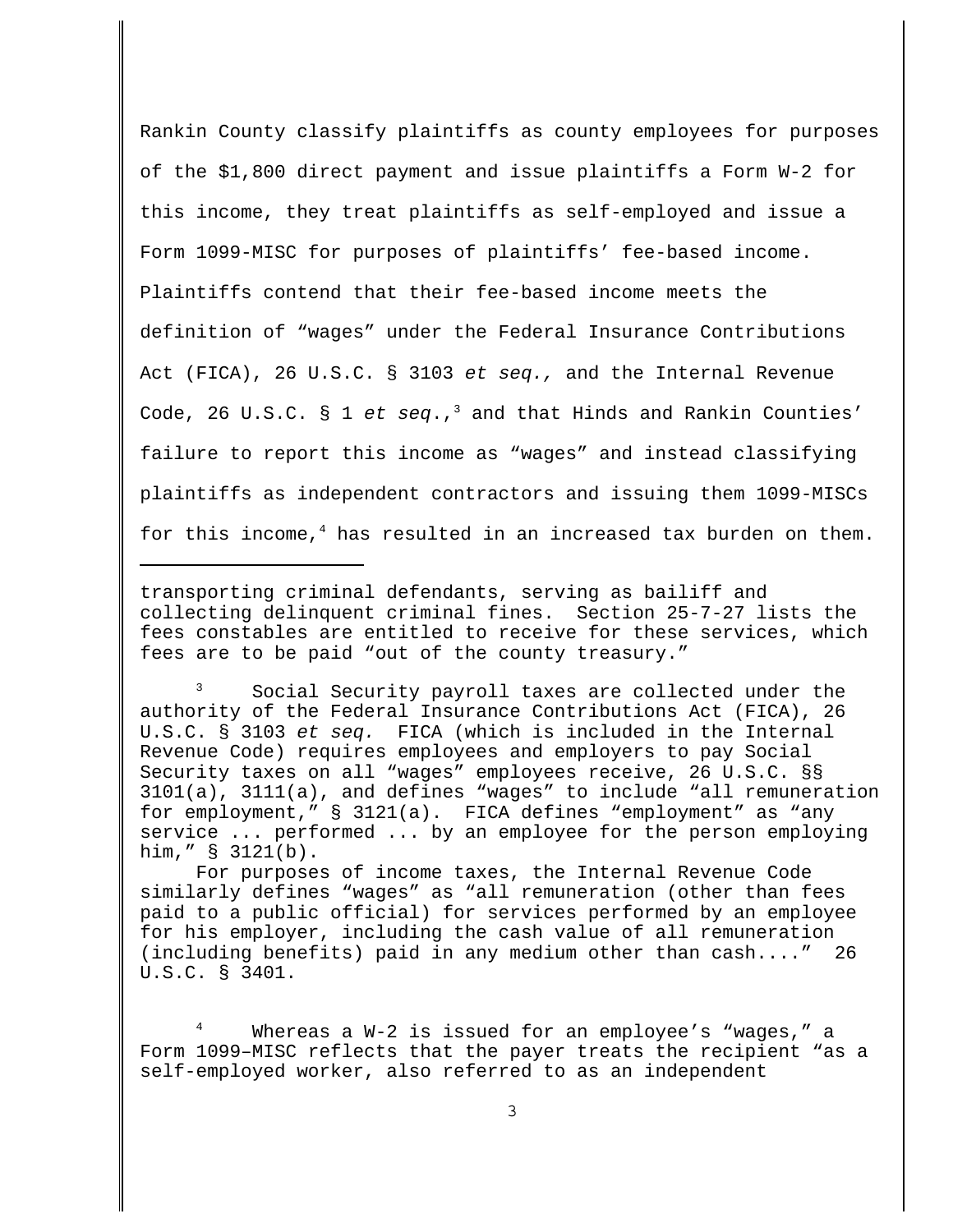Rankin County classify plaintiffs as county employees for purposes of the $1,800 direct payment and issue plaintiffs a Form W-2 for this income, they treat plaintiffs as self-employed and issue a Form 1099-MISC for purposes of plaintiffs' fee-based income. Plaintiffs contend that their fee-based income meets the definition of "wages" under the Federal Insurance Contributions Act (FICA), 26 U.S.C. § 3103 *et seq.,* and the Internal Revenue Code, 26 U.S.C. § 1 *et seq*.,[3] and that Hinds and Rankin Counties' failure to report this income as "wages" and instead classifying plaintiffs as independent contractors and issuing them 1099-MISCs for this income,[4] has resulted in an increased tax burden on them.

---

transporting criminal defendants, serving as bailiff and collecting delinquent criminal fines. Section 25-7-27 lists the fees constables are entitled to receive for these services, which fees are to be paid "out of the county treasury."

[3] Social Security payroll taxes are collected under the authority of the Federal Insurance Contributions Act (FICA), 26 U.S.C. § 3103 *et seq.* FICA (which is included in the Internal Revenue Code) requires employees and employers to pay Social Security taxes on all "wages" employees receive, 26 U.S.C. §§ 3101(a), 3111(a), and defines "wages" to include "all remuneration for employment," § 3121(a). FICA defines "employment" as "any service ... performed ... by an employee for the person employing him," § 3121(b).

For purposes of income taxes, the Internal Revenue Code similarly defines "wages" as "all remuneration (other than fees paid to a public official) for services performed by an employee for his employer, including the cash value of all remuneration (including benefits) paid in any medium other than cash...." 26 U.S.C. § 3401.

[4] Whereas a W-2 is issued for an employee's "wages," a Form 1099–MISC reflects that the payer treats the recipient "as a self-employed worker, also referred to as an independent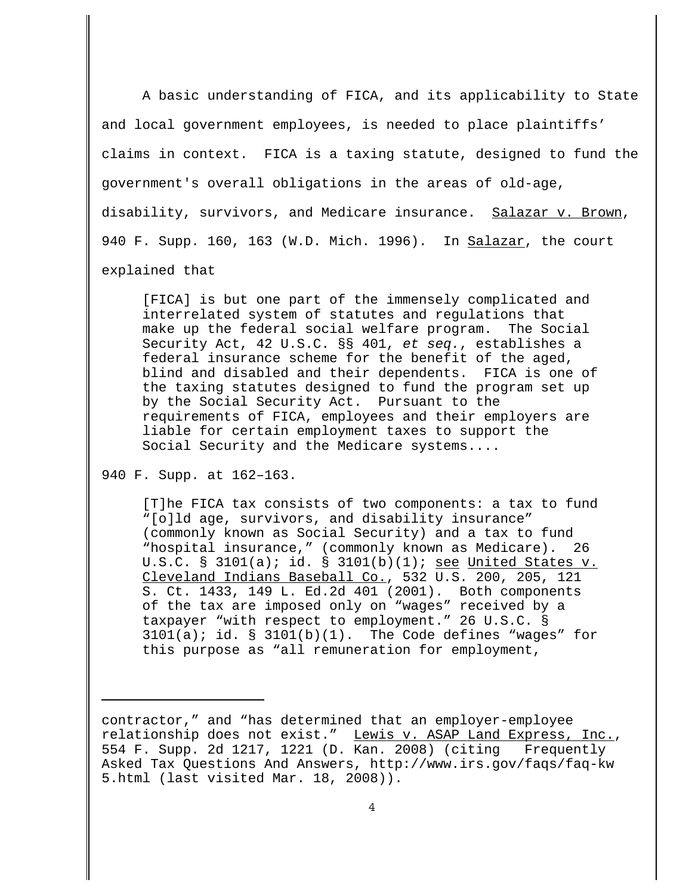A basic understanding of FICA, and its applicability to State and local government employees, is needed to place plaintiffs' claims in context. FICA is a taxing statute, designed to fund the government's overall obligations in the areas of old-age, disability, survivors, and Medicare insurance. Salazar v. Brown, 940 F. Supp. 160, 163 (W.D. Mich. 1996). In Salazar, the court explained that

> [FICA] is but one part of the immensely complicated and interrelated system of statutes and regulations that make up the federal social welfare program. The Social Security Act, 42 U.S.C. §§ 401, *et seq.*, establishes a federal insurance scheme for the benefit of the aged, blind and disabled and their dependents. FICA is one of the taxing statutes designed to fund the program set up by the Social Security Act. Pursuant to the requirements of FICA, employees and their employers are liable for certain employment taxes to support the Social Security and the Medicare systems....

940 F. Supp. at 162–163.

> [T]he FICA tax consists of two components: a tax to fund "[o]ld age, survivors, and disability insurance" (commonly known as Social Security) and a tax to fund "hospital insurance," (commonly known as Medicare). 26 U.S.C. § 3101(a); id. § 3101(b)(1); see United States v. Cleveland Indians Baseball Co., 532 U.S. 200, 205, 121 S. Ct. 1433, 149 L. Ed.2d 401 (2001). Both components of the tax are imposed only on "wages" received by a taxpayer "with respect to employment." 26 U.S.C. § 3101(a); id. § 3101(b)(1). The Code defines "wages" for this purpose as "all remuneration for employment,

---

contractor," and "has determined that an employer-employee relationship does not exist." Lewis v. ASAP Land Express, Inc., 554 F. Supp. 2d 1217, 1221 (D. Kan. 2008) (citing Frequently Asked Tax Questions And Answers, http://www.irs.gov/faqs/faq-kw5.html (last visited Mar. 18, 2008)).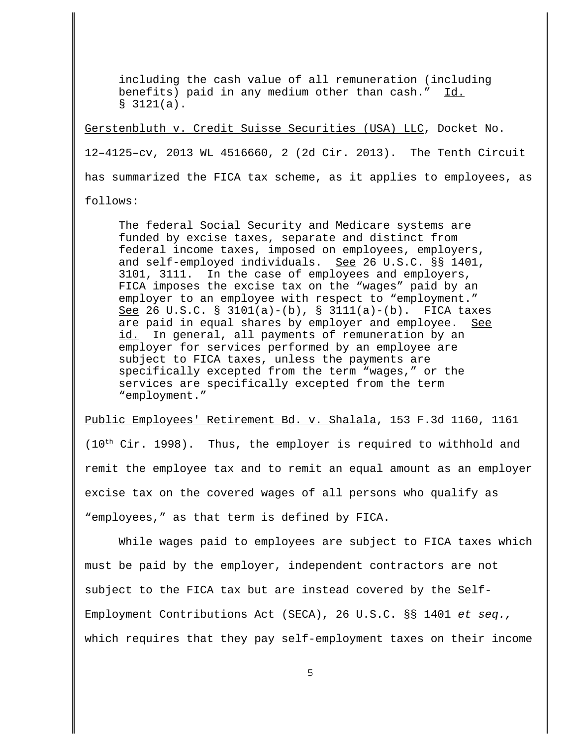> including the cash value of all remuneration (including benefits) paid in any medium other than cash." Id. § 3121(a).

Gerstenbluth v. Credit Suisse Securities (USA) LLC, Docket No. 12–4125–cv, 2013 WL 4516660, 2 (2d Cir. 2013). The Tenth Circuit has summarized the FICA tax scheme, as it applies to employees, as follows:

> The federal Social Security and Medicare systems are funded by excise taxes, separate and distinct from federal income taxes, imposed on employees, employers, and self-employed individuals. See 26 U.S.C. §§ 1401, 3101, 3111. In the case of employees and employers, FICA imposes the excise tax on the "wages" paid by an employer to an employee with respect to "employment." See 26 U.S.C. § 3101(a)-(b), § 3111(a)-(b). FICA taxes are paid in equal shares by employer and employee. See id. In general, all payments of remuneration by an employer for services performed by an employee are subject to FICA taxes, unless the payments are specifically excepted from the term "wages," or the services are specifically excepted from the term "employment."

Public Employees' Retirement Bd. v. Shalala, 153 F.3d 1160, 1161 (10th Cir. 1998). Thus, the employer is required to withhold and remit the employee tax and to remit an equal amount as an employer excise tax on the covered wages of all persons who qualify as "employees," as that term is defined by FICA.

While wages paid to employees are subject to FICA taxes which must be paid by the employer, independent contractors are not subject to the FICA tax but are instead covered by the Self-Employment Contributions Act (SECA), 26 U.S.C. §§ 1401 *et seq.,* which requires that they pay self-employment taxes on their income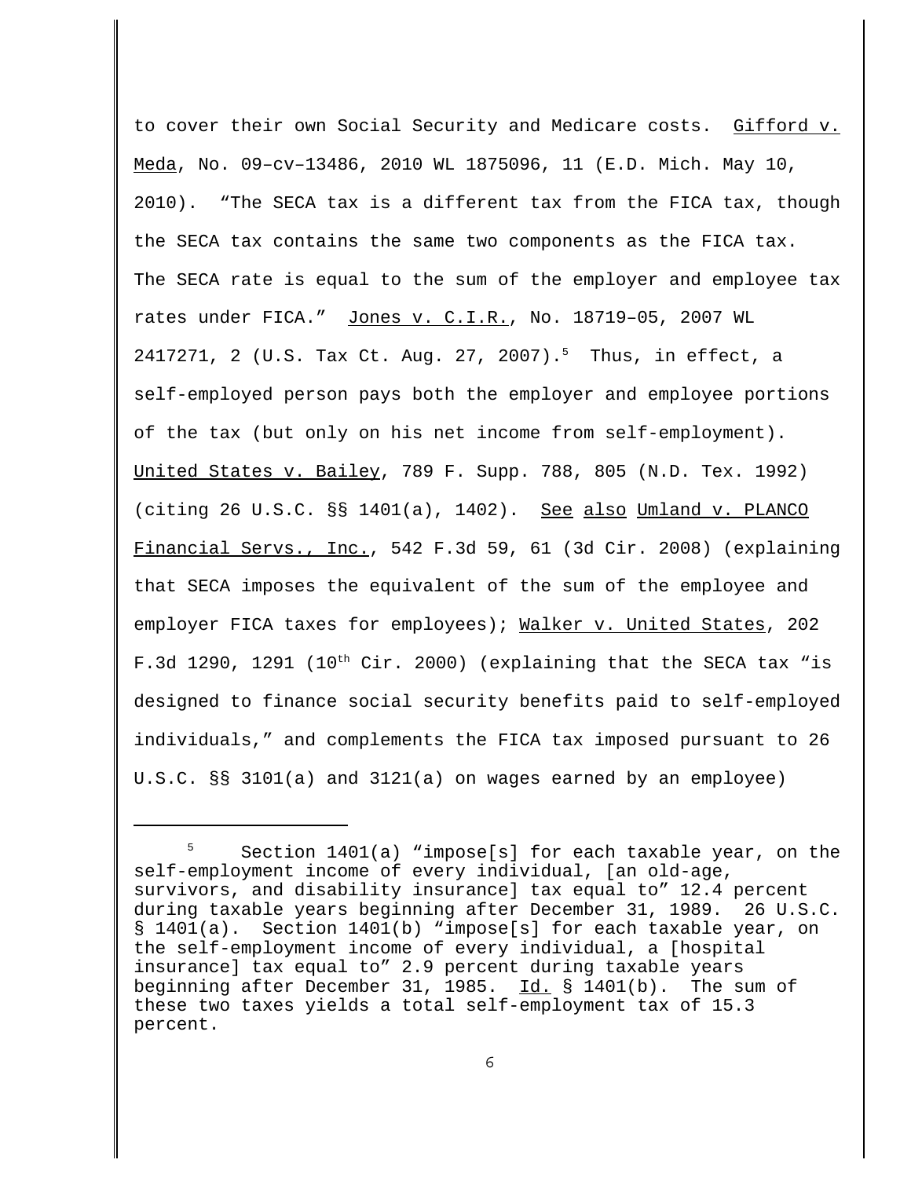to cover their own Social Security and Medicare costs. Gifford v. Meda, No. 09–cv–13486, 2010 WL 1875096, 11 (E.D. Mich. May 10, 2010). "The SECA tax is a different tax from the FICA tax, though the SECA tax contains the same two components as the FICA tax. The SECA rate is equal to the sum of the employer and employee tax rates under FICA." Jones v. C.I.R., No. 18719–05, 2007 WL 2417271, 2 (U.S. Tax Ct. Aug. 27, 2007).[5] Thus, in effect, a self-employed person pays both the employer and employee portions of the tax (but only on his net income from self-employment). United States v. Bailey, 789 F. Supp. 788, 805 (N.D. Tex. 1992) (citing 26 U.S.C. §§ 1401(a), 1402). See also Umland v. PLANCO Financial Servs., Inc., 542 F.3d 59, 61 (3d Cir. 2008) (explaining that SECA imposes the equivalent of the sum of the employee and employer FICA taxes for employees); Walker v. United States, 202 F.3d 1290, 1291 (10th Cir. 2000) (explaining that the SECA tax "is designed to finance social security benefits paid to self-employed individuals," and complements the FICA tax imposed pursuant to 26 U.S.C. §§ 3101(a) and 3121(a) on wages earned by an employee)

---

[5] Section 1401(a) "impose[s] for each taxable year, on the self-employment income of every individual, [an old-age, survivors, and disability insurance] tax equal to" 12.4 percent during taxable years beginning after December 31, 1989. 26 U.S.C. § 1401(a). Section 1401(b) "impose[s] for each taxable year, on the self-employment income of every individual, a [hospital insurance] tax equal to" 2.9 percent during taxable years beginning after December 31, 1985. Id. § 1401(b). The sum of these two taxes yields a total self-employment tax of 15.3 percent.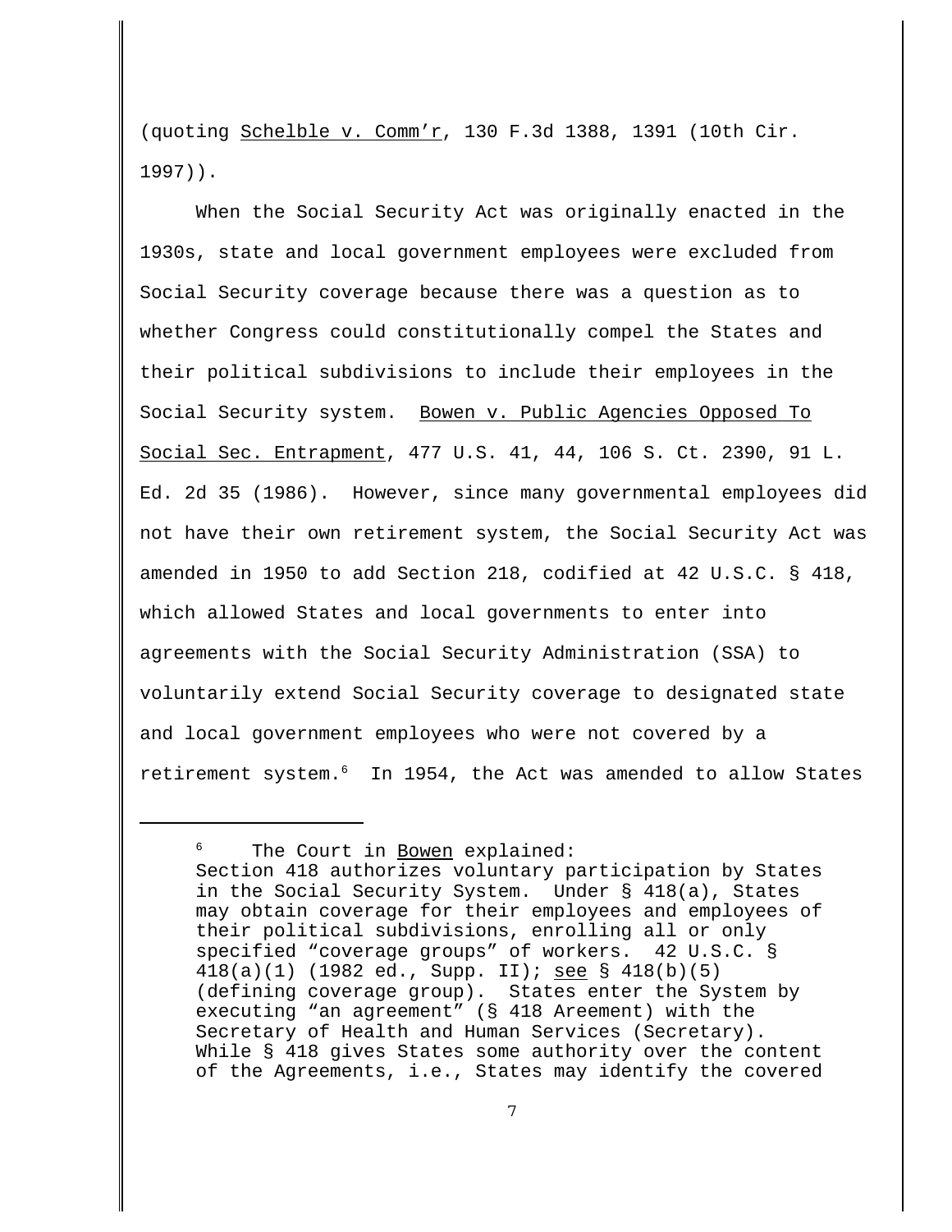(quoting Schelble v. Comm'r, 130 F.3d 1388, 1391 (10th Cir. 1997)).

When the Social Security Act was originally enacted in the 1930s, state and local government employees were excluded from Social Security coverage because there was a question as to whether Congress could constitutionally compel the States and their political subdivisions to include their employees in the Social Security system. Bowen v. Public Agencies Opposed To Social Sec. Entrapment, 477 U.S. 41, 44, 106 S. Ct. 2390, 91 L. Ed. 2d 35 (1986). However, since many governmental employees did not have their own retirement system, the Social Security Act was amended in 1950 to add Section 218, codified at 42 U.S.C. § 418, which allowed States and local governments to enter into agreements with the Social Security Administration (SSA) to voluntarily extend Social Security coverage to designated state and local government employees who were not covered by a retirement system.[6] In 1954, the Act was amended to allow States

---

[6] The Court in Bowen explained:

> Section 418 authorizes voluntary participation by States in the Social Security System. Under § 418(a), States may obtain coverage for their employees and employees of their political subdivisions, enrolling all or only specified "coverage groups" of workers. 42 U.S.C. § 418(a)(1) (1982 ed., Supp. II); see § 418(b)(5) (defining coverage group). States enter the System by executing "an agreement" (§ 418 Areement) with the Secretary of Health and Human Services (Secretary). While § 418 gives States some authority over the content of the Agreements, i.e., States may identify the covered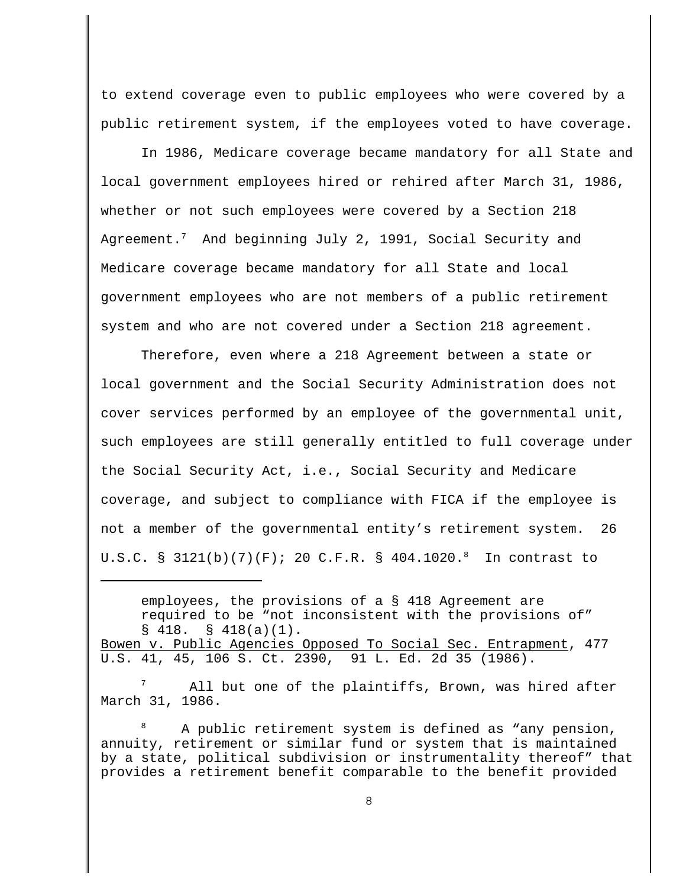to extend coverage even to public employees who were covered by a public retirement system, if the employees voted to have coverage.

In 1986, Medicare coverage became mandatory for all State and local government employees hired or rehired after March 31, 1986, whether or not such employees were covered by a Section 218 Agreement.[7] And beginning July 2, 1991, Social Security and Medicare coverage became mandatory for all State and local government employees who are not members of a public retirement system and who are not covered under a Section 218 agreement.

Therefore, even where a 218 Agreement between a state or local government and the Social Security Administration does not cover services performed by an employee of the governmental unit, such employees are still generally entitled to full coverage under the Social Security Act, i.e., Social Security and Medicare coverage, and subject to compliance with FICA if the employee is not a member of the governmental entity's retirement system. 26 U.S.C. § 3121(b)(7)(F); 20 C.F.R. § 404.1020.[8] In contrast to

---

> employees, the provisions of a § 418 Agreement are required to be "not inconsistent with the provisions of" § 418. § 418(a)(1).

Bowen v. Public Agencies Opposed To Social Sec. Entrapment, 477 U.S. 41, 45, 106 S. Ct. 2390, 91 L. Ed. 2d 35 (1986).

[7] All but one of the plaintiffs, Brown, was hired after March 31, 1986.

[8] A public retirement system is defined as "any pension, annuity, retirement or similar fund or system that is maintained by a state, political subdivision or instrumentality thereof" that provides a retirement benefit comparable to the benefit provided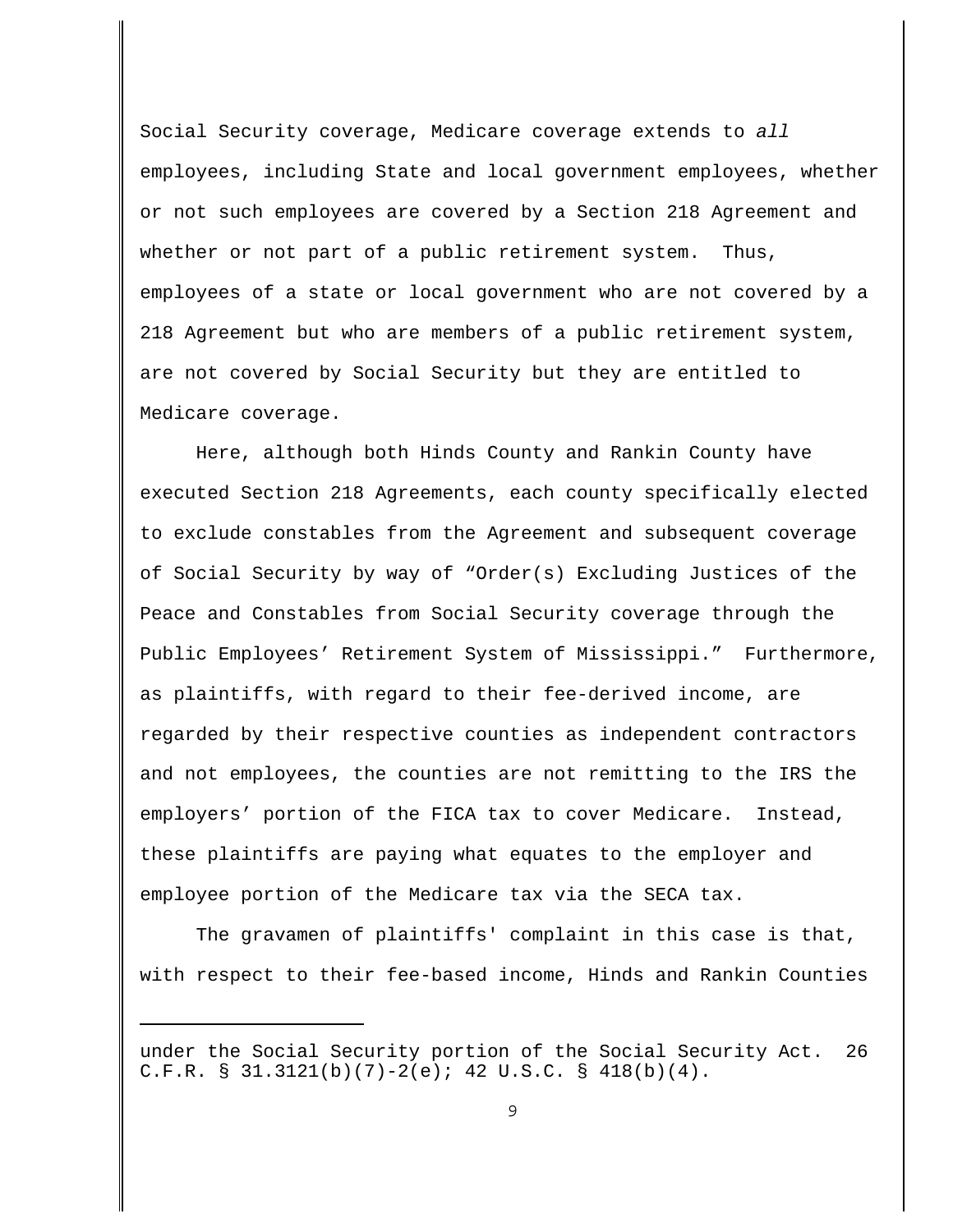Social Security coverage, Medicare coverage extends to *all* employees, including State and local government employees, whether or not such employees are covered by a Section 218 Agreement and whether or not part of a public retirement system. Thus, employees of a state or local government who are not covered by a 218 Agreement but who are members of a public retirement system, are not covered by Social Security but they are entitled to Medicare coverage.

Here, although both Hinds County and Rankin County have executed Section 218 Agreements, each county specifically elected to exclude constables from the Agreement and subsequent coverage of Social Security by way of "Order(s) Excluding Justices of the Peace and Constables from Social Security coverage through the Public Employees' Retirement System of Mississippi." Furthermore, as plaintiffs, with regard to their fee-derived income, are regarded by their respective counties as independent contractors and not employees, the counties are not remitting to the IRS the employers' portion of the FICA tax to cover Medicare. Instead, these plaintiffs are paying what equates to the employer and employee portion of the Medicare tax via the SECA tax.

The gravamen of plaintiffs' complaint in this case is that, with respect to their fee-based income, Hinds and Rankin Counties

---

under the Social Security portion of the Social Security Act. 26 C.F.R. § 31.3121(b)(7)-2(e); 42 U.S.C. § 418(b)(4).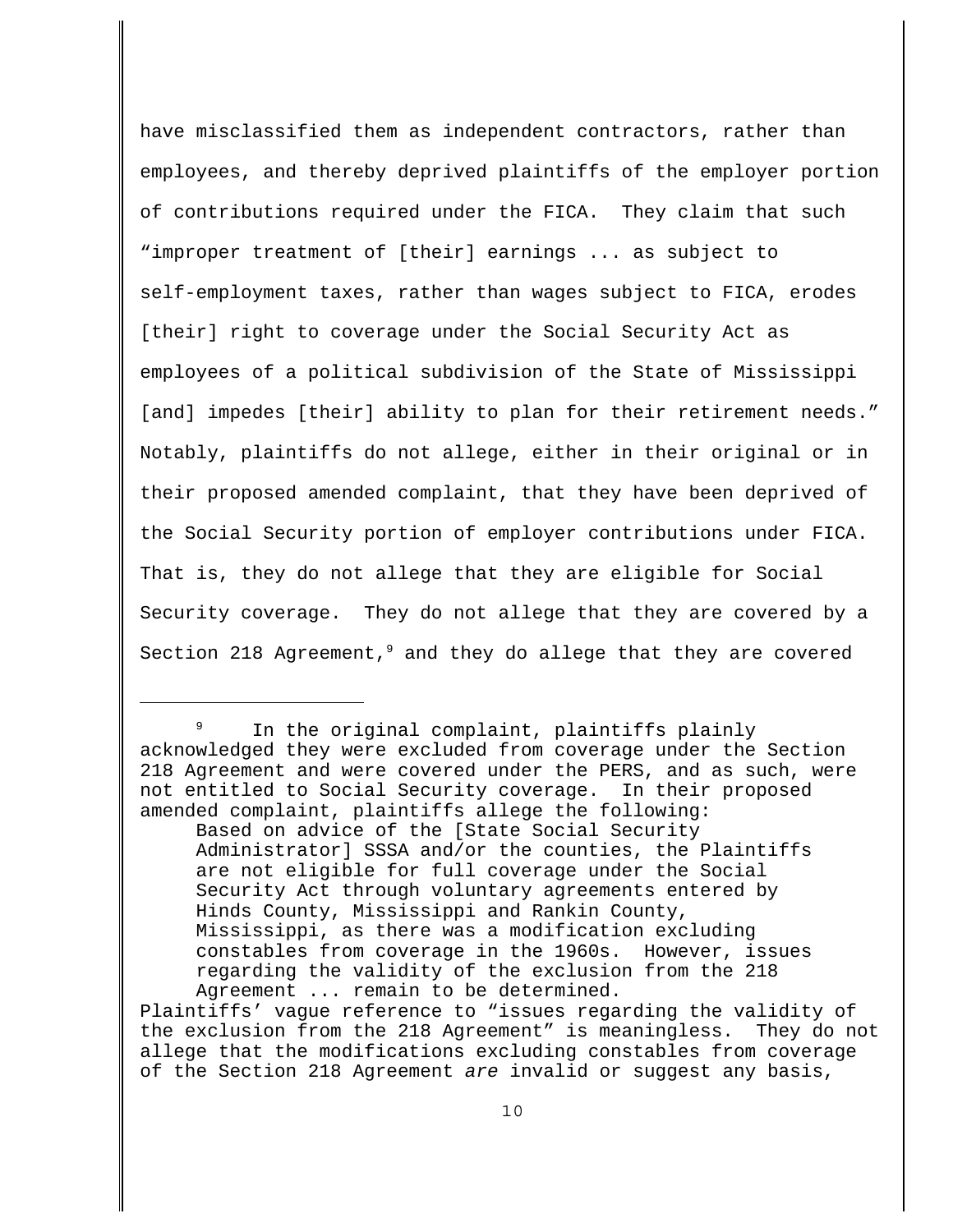have misclassified them as independent contractors, rather than employees, and thereby deprived plaintiffs of the employer portion of contributions required under the FICA. They claim that such "improper treatment of [their] earnings ... as subject to self-employment taxes, rather than wages subject to FICA, erodes [their] right to coverage under the Social Security Act as employees of a political subdivision of the State of Mississippi [and] impedes [their] ability to plan for their retirement needs." Notably, plaintiffs do not allege, either in their original or in their proposed amended complaint, that they have been deprived of the Social Security portion of employer contributions under FICA. That is, they do not allege that they are eligible for Social Security coverage. They do not allege that they are covered by a Section 218 Agreement,[9] and they do allege that they are covered

---

[9] In the original complaint, plaintiffs plainly acknowledged they were excluded from coverage under the Section 218 Agreement and were covered under the PERS, and as such, were not entitled to Social Security coverage. In their proposed amended complaint, plaintiffs allege the following:

> Based on advice of the [State Social Security Administrator] SSSA and/or the counties, the Plaintiffs are not eligible for full coverage under the Social Security Act through voluntary agreements entered by Hinds County, Mississippi and Rankin County, Mississippi, as there was a modification excluding constables from coverage in the 1960s. However, issues regarding the validity of the exclusion from the 218 Agreement ... remain to be determined.

Plaintiffs' vague reference to "issues regarding the validity of the exclusion from the 218 Agreement" is meaningless. They do not allege that the modifications excluding constables from coverage of the Section 218 Agreement *are* invalid or suggest any basis,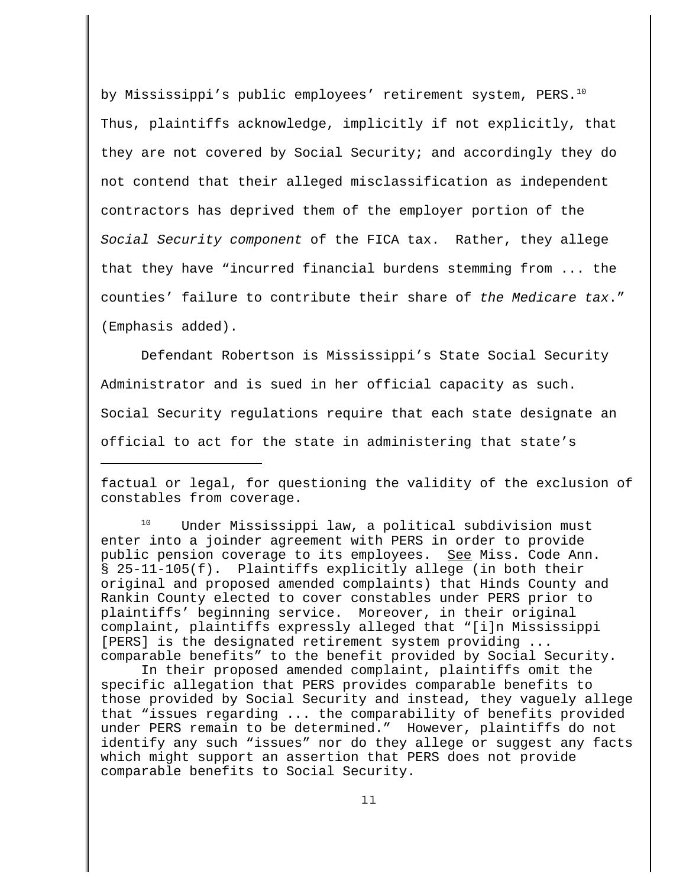by Mississippi's public employees' retirement system, PERS.[10] Thus, plaintiffs acknowledge, implicitly if not explicitly, that they are not covered by Social Security; and accordingly they do not contend that their alleged misclassification as independent contractors has deprived them of the employer portion of the *Social Security component* of the FICA tax. Rather, they allege that they have "incurred financial burdens stemming from ... the counties' failure to contribute their share of *the Medicare tax*." (Emphasis added).

Defendant Robertson is Mississippi's State Social Security Administrator and is sued in her official capacity as such. Social Security regulations require that each state designate an official to act for the state in administering that state's

---

factual or legal, for questioning the validity of the exclusion of constables from coverage.

[10] Under Mississippi law, a political subdivision must enter into a joinder agreement with PERS in order to provide public pension coverage to its employees. See Miss. Code Ann. § 25-11-105(f). Plaintiffs explicitly allege (in both their original and proposed amended complaints) that Hinds County and Rankin County elected to cover constables under PERS prior to plaintiffs' beginning service. Moreover, in their original complaint, plaintiffs expressly alleged that "[i]n Mississippi [PERS] is the designated retirement system providing ... comparable benefits" to the benefit provided by Social Security.

In their proposed amended complaint, plaintiffs omit the specific allegation that PERS provides comparable benefits to those provided by Social Security and instead, they vaguely allege that "issues regarding ... the comparability of benefits provided under PERS remain to be determined." However, plaintiffs do not identify any such "issues" nor do they allege or suggest any facts which might support an assertion that PERS does not provide comparable benefits to Social Security.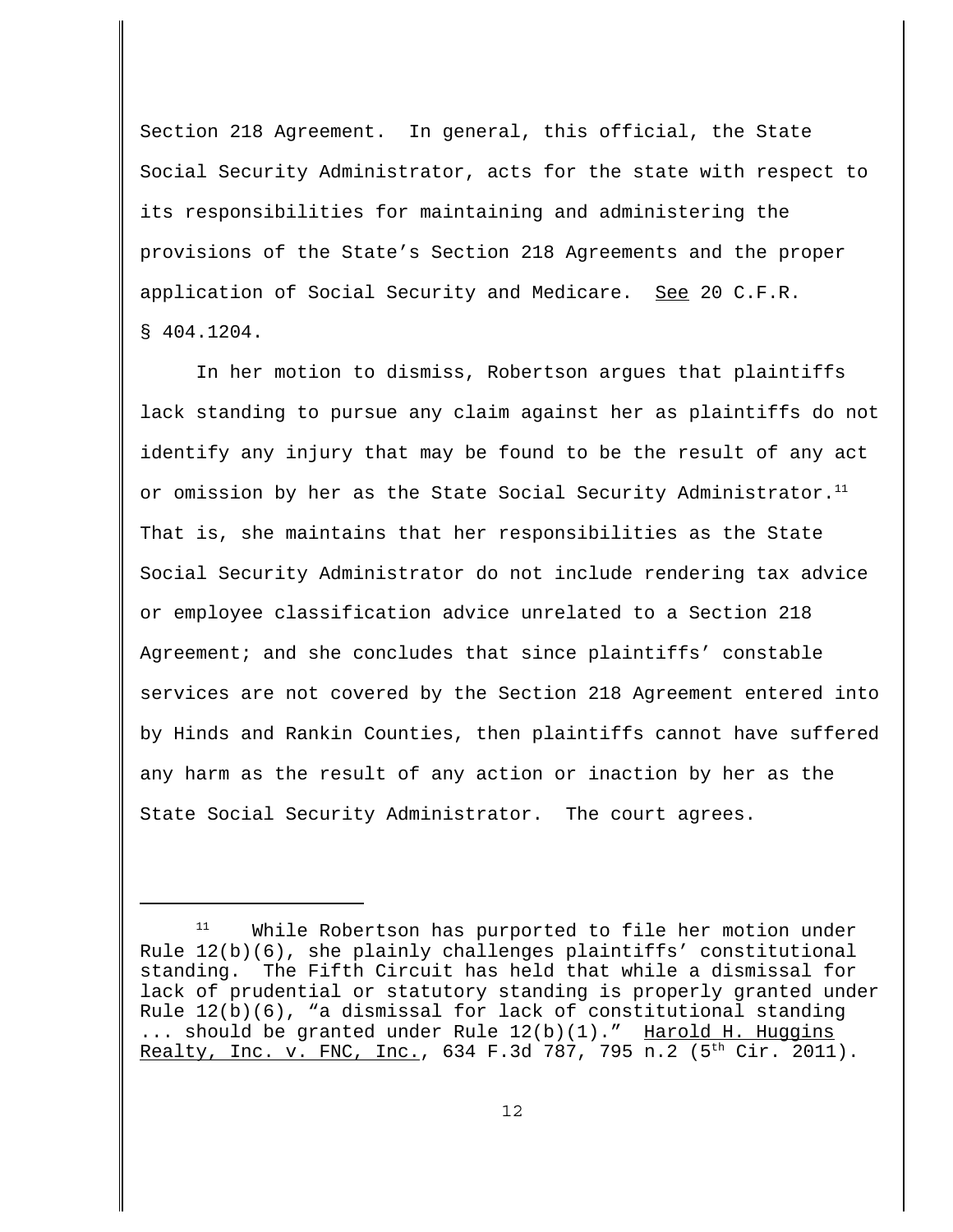Section 218 Agreement. In general, this official, the State Social Security Administrator, acts for the state with respect to its responsibilities for maintaining and administering the provisions of the State's Section 218 Agreements and the proper application of Social Security and Medicare. See 20 C.F.R. § 404.1204.

In her motion to dismiss, Robertson argues that plaintiffs lack standing to pursue any claim against her as plaintiffs do not identify any injury that may be found to be the result of any act or omission by her as the State Social Security Administrator.[11] That is, she maintains that her responsibilities as the State Social Security Administrator do not include rendering tax advice or employee classification advice unrelated to a Section 218 Agreement; and she concludes that since plaintiffs' constable services are not covered by the Section 218 Agreement entered into by Hinds and Rankin Counties, then plaintiffs cannot have suffered any harm as the result of any action or inaction by her as the State Social Security Administrator. The court agrees.

---

[11] While Robertson has purported to file her motion under Rule 12(b)(6), she plainly challenges plaintiffs' constitutional standing. The Fifth Circuit has held that while a dismissal for lack of prudential or statutory standing is properly granted under Rule 12(b)(6), "a dismissal for lack of constitutional standing ... should be granted under Rule 12(b)(1)." Harold H. Huggins Realty, Inc. v. FNC, Inc., 634 F.3d 787, 795 n.2 (5th Cir. 2011).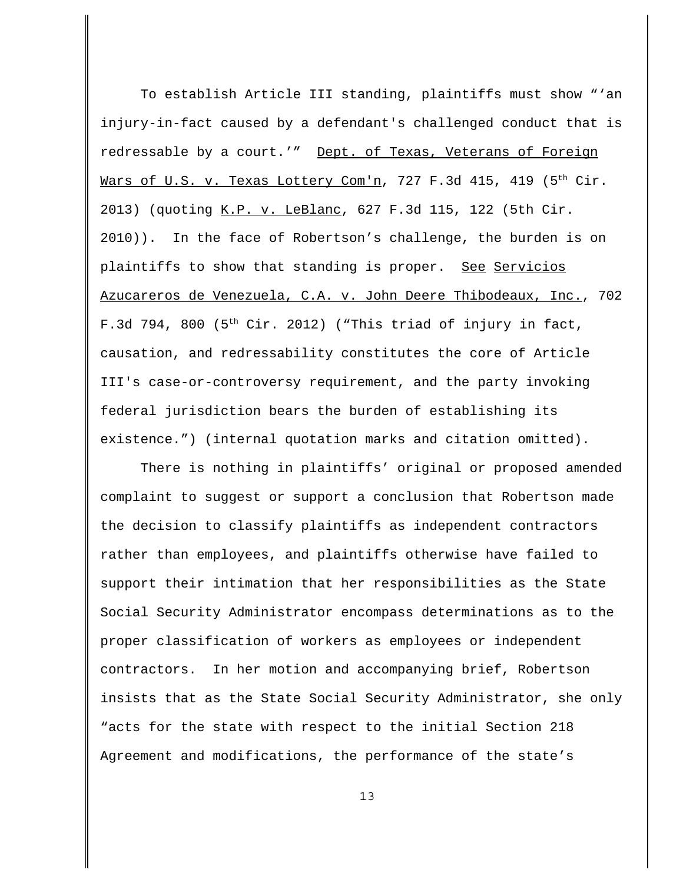To establish Article III standing, plaintiffs must show "'an injury-in-fact caused by a defendant's challenged conduct that is redressable by a court.'" Dept. of Texas, Veterans of Foreign Wars of U.S. v. Texas Lottery Com'n, 727 F.3d 415, 419 (5th Cir. 2013) (quoting K.P. v. LeBlanc, 627 F.3d 115, 122 (5th Cir. 2010)). In the face of Robertson's challenge, the burden is on plaintiffs to show that standing is proper. See Servicios Azucareros de Venezuela, C.A. v. John Deere Thibodeaux, Inc., 702 F.3d 794, 800 (5th Cir. 2012) ("This triad of injury in fact, causation, and redressability constitutes the core of Article III's case-or-controversy requirement, and the party invoking federal jurisdiction bears the burden of establishing its existence.") (internal quotation marks and citation omitted).

There is nothing in plaintiffs' original or proposed amended complaint to suggest or support a conclusion that Robertson made the decision to classify plaintiffs as independent contractors rather than employees, and plaintiffs otherwise have failed to support their intimation that her responsibilities as the State Social Security Administrator encompass determinations as to the proper classification of workers as employees or independent contractors. In her motion and accompanying brief, Robertson insists that as the State Social Security Administrator, she only "acts for the state with respect to the initial Section 218 Agreement and modifications, the performance of the state's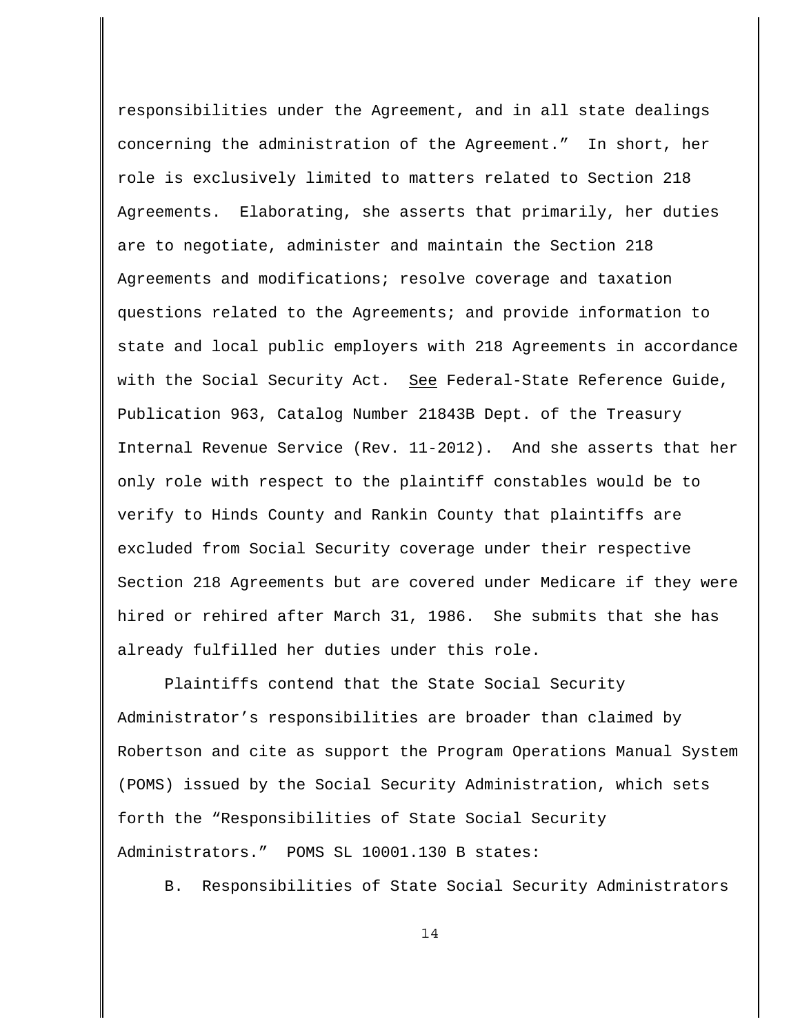responsibilities under the Agreement, and in all state dealings concerning the administration of the Agreement." In short, her role is exclusively limited to matters related to Section 218 Agreements. Elaborating, she asserts that primarily, her duties are to negotiate, administer and maintain the Section 218 Agreements and modifications; resolve coverage and taxation questions related to the Agreements; and provide information to state and local public employers with 218 Agreements in accordance with the Social Security Act. See Federal-State Reference Guide, Publication 963, Catalog Number 21843B Dept. of the Treasury Internal Revenue Service (Rev. 11-2012). And she asserts that her only role with respect to the plaintiff constables would be to verify to Hinds County and Rankin County that plaintiffs are excluded from Social Security coverage under their respective Section 218 Agreements but are covered under Medicare if they were hired or rehired after March 31, 1986. She submits that she has already fulfilled her duties under this role.

Plaintiffs contend that the State Social Security Administrator's responsibilities are broader than claimed by Robertson and cite as support the Program Operations Manual System (POMS) issued by the Social Security Administration, which sets forth the "Responsibilities of State Social Security Administrators." POMS SL 10001.130 B states:

B. Responsibilities of State Social Security Administrators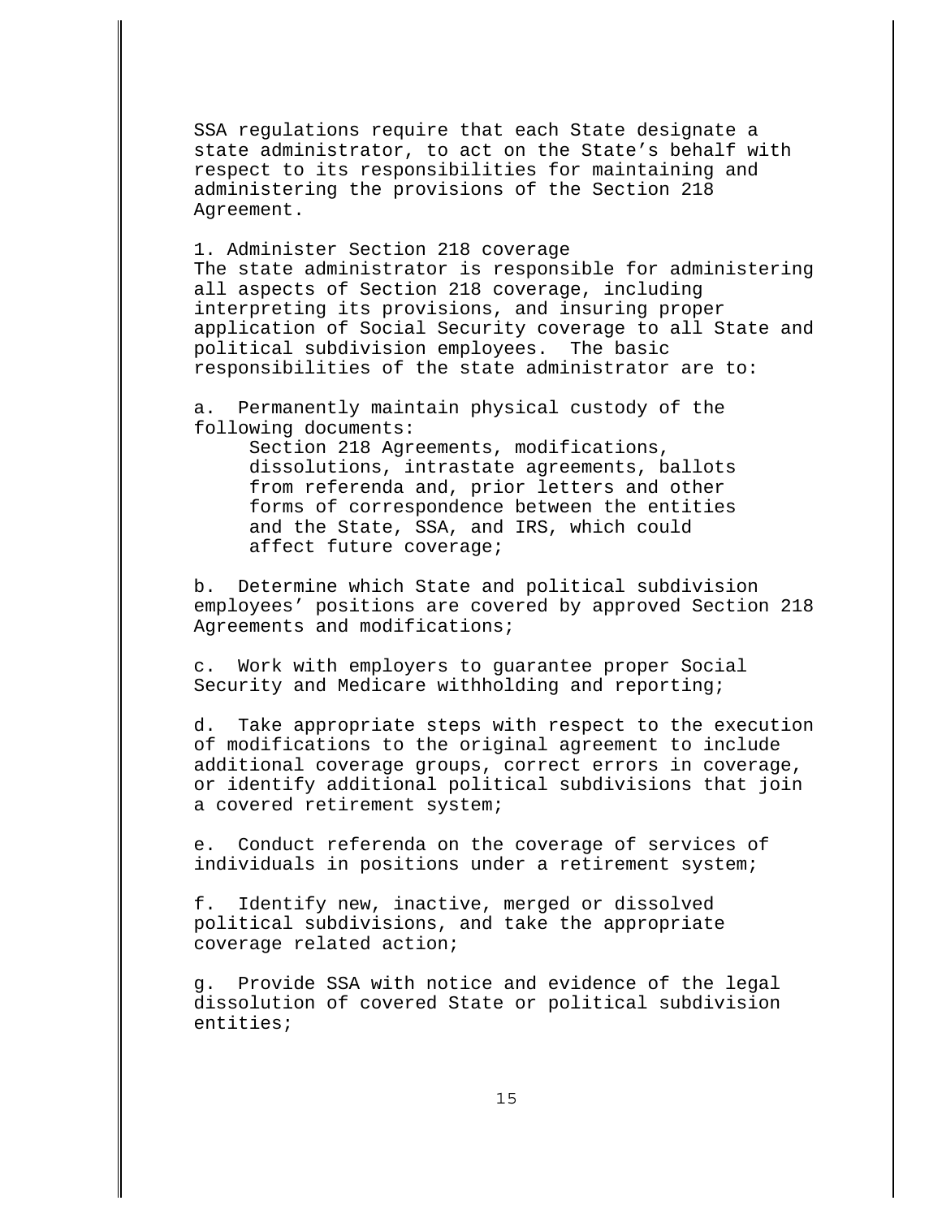SSA regulations require that each State designate a state administrator, to act on the State's behalf with respect to its responsibilities for maintaining and administering the provisions of the Section 218 Agreement.

1. Administer Section 218 coverage

The state administrator is responsible for administering all aspects of Section 218 coverage, including interpreting its provisions, and insuring proper application of Social Security coverage to all State and political subdivision employees. The basic responsibilities of the state administrator are to:

a. Permanently maintain physical custody of the following documents:

> Section 218 Agreements, modifications, dissolutions, intrastate agreements, ballots from referenda and, prior letters and other forms of correspondence between the entities and the State, SSA, and IRS, which could affect future coverage;

b. Determine which State and political subdivision employees' positions are covered by approved Section 218 Agreements and modifications;

c. Work with employers to guarantee proper Social Security and Medicare withholding and reporting;

d. Take appropriate steps with respect to the execution of modifications to the original agreement to include additional coverage groups, correct errors in coverage, or identify additional political subdivisions that join a covered retirement system;

e. Conduct referenda on the coverage of services of individuals in positions under a retirement system;

f. Identify new, inactive, merged or dissolved political subdivisions, and take the appropriate coverage related action;

g. Provide SSA with notice and evidence of the legal dissolution of covered State or political subdivision entities;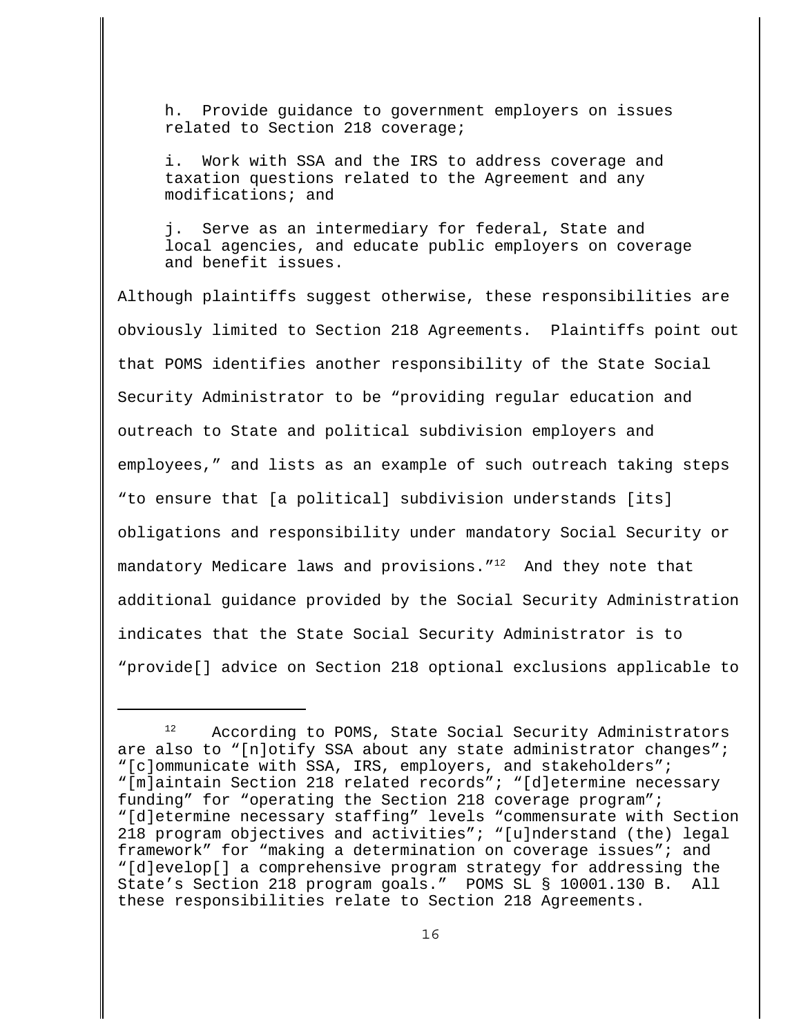h. Provide guidance to government employers on issues related to Section 218 coverage;

i. Work with SSA and the IRS to address coverage and taxation questions related to the Agreement and any modifications; and

j. Serve as an intermediary for federal, State and local agencies, and educate public employers on coverage and benefit issues.

Although plaintiffs suggest otherwise, these responsibilities are obviously limited to Section 218 Agreements. Plaintiffs point out that POMS identifies another responsibility of the State Social Security Administrator to be "providing regular education and outreach to State and political subdivision employers and employees," and lists as an example of such outreach taking steps "to ensure that [a political] subdivision understands [its] obligations and responsibility under mandatory Social Security or mandatory Medicare laws and provisions."[12] And they note that additional guidance provided by the Social Security Administration indicates that the State Social Security Administrator is to "provide[] advice on Section 218 optional exclusions applicable to

---

[12] According to POMS, State Social Security Administrators are also to "[n]otify SSA about any state administrator changes"; "[c]ommunicate with SSA, IRS, employers, and stakeholders"; "[m]aintain Section 218 related records"; "[d]etermine necessary funding" for "operating the Section 218 coverage program"; "[d]etermine necessary staffing" levels "commensurate with Section 218 program objectives and activities"; "[u]nderstand (the) legal framework" for "making a determination on coverage issues"; and "[d]evelop[] a comprehensive program strategy for addressing the State's Section 218 program goals." POMS SL § 10001.130 B. All these responsibilities relate to Section 218 Agreements.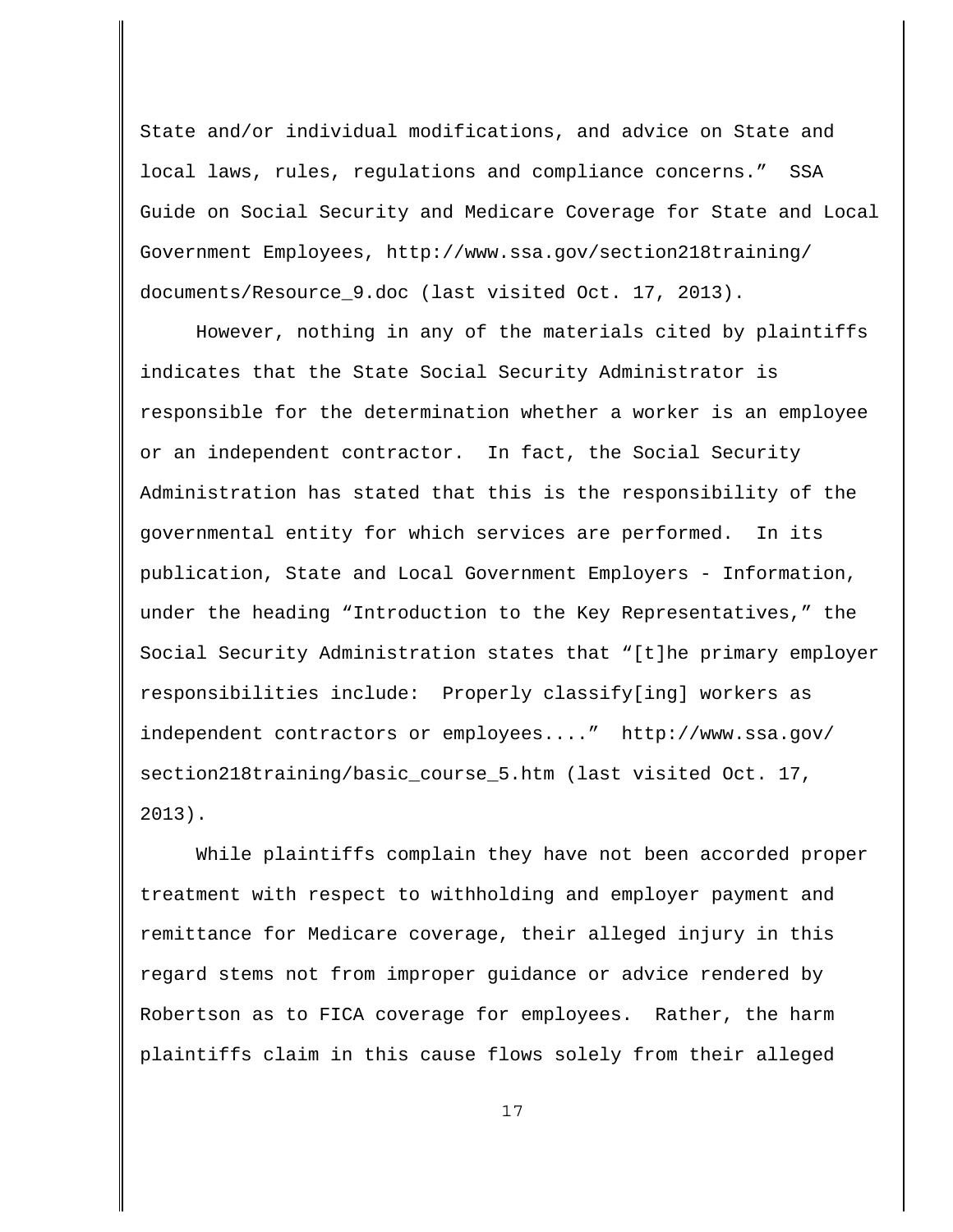State and/or individual modifications, and advice on State and local laws, rules, regulations and compliance concerns." SSA Guide on Social Security and Medicare Coverage for State and Local Government Employees, http://www.ssa.gov/section218training/documents/Resource_9.doc (last visited Oct. 17, 2013).

However, nothing in any of the materials cited by plaintiffs indicates that the State Social Security Administrator is responsible for the determination whether a worker is an employee or an independent contractor. In fact, the Social Security Administration has stated that this is the responsibility of the governmental entity for which services are performed. In its publication, State and Local Government Employers - Information, under the heading "Introduction to the Key Representatives," the Social Security Administration states that "[t]he primary employer responsibilities include: Properly classify[ing] workers as independent contractors or employees...." http://www.ssa.gov/section218training/basic_course_5.htm (last visited Oct. 17, 2013).

While plaintiffs complain they have not been accorded proper treatment with respect to withholding and employer payment and remittance for Medicare coverage, their alleged injury in this regard stems not from improper guidance or advice rendered by Robertson as to FICA coverage for employees. Rather, the harm plaintiffs claim in this cause flows solely from their alleged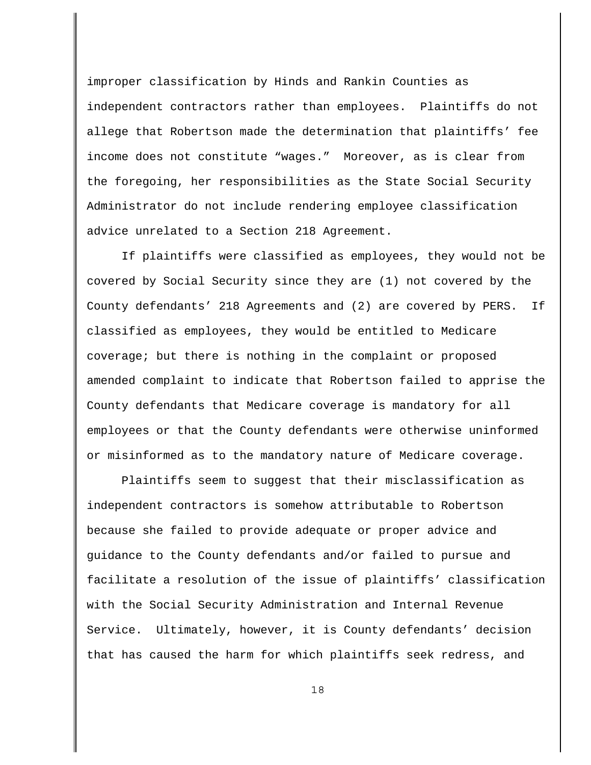improper classification by Hinds and Rankin Counties as independent contractors rather than employees. Plaintiffs do not allege that Robertson made the determination that plaintiffs' fee income does not constitute "wages." Moreover, as is clear from the foregoing, her responsibilities as the State Social Security Administrator do not include rendering employee classification advice unrelated to a Section 218 Agreement.

If plaintiffs were classified as employees, they would not be covered by Social Security since they are (1) not covered by the County defendants' 218 Agreements and (2) are covered by PERS. If classified as employees, they would be entitled to Medicare coverage; but there is nothing in the complaint or proposed amended complaint to indicate that Robertson failed to apprise the County defendants that Medicare coverage is mandatory for all employees or that the County defendants were otherwise uninformed or misinformed as to the mandatory nature of Medicare coverage.

Plaintiffs seem to suggest that their misclassification as independent contractors is somehow attributable to Robertson because she failed to provide adequate or proper advice and guidance to the County defendants and/or failed to pursue and facilitate a resolution of the issue of plaintiffs' classification with the Social Security Administration and Internal Revenue Service. Ultimately, however, it is County defendants' decision that has caused the harm for which plaintiffs seek redress, and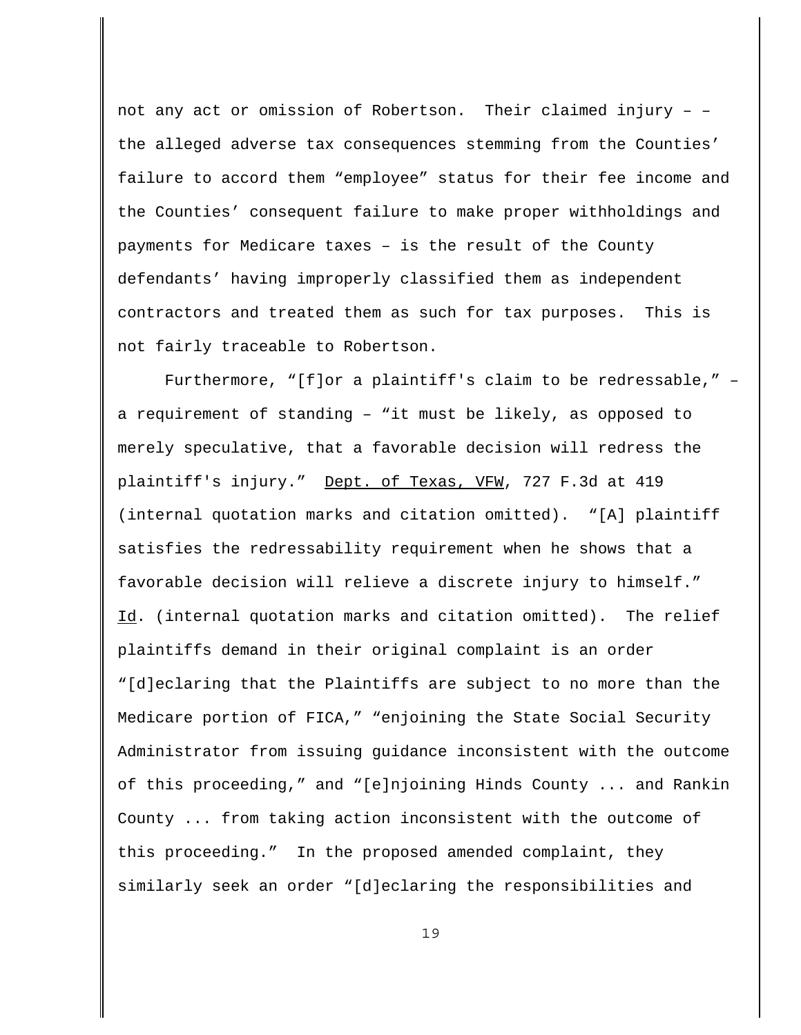not any act or omission of Robertson. Their claimed injury – – the alleged adverse tax consequences stemming from the Counties' failure to accord them "employee" status for their fee income and the Counties' consequent failure to make proper withholdings and payments for Medicare taxes – is the result of the County defendants' having improperly classified them as independent contractors and treated them as such for tax purposes. This is not fairly traceable to Robertson.

Furthermore, "[f]or a plaintiff's claim to be redressable," – a requirement of standing – "it must be likely, as opposed to merely speculative, that a favorable decision will redress the plaintiff's injury." Dept. of Texas, VFW, 727 F.3d at 419 (internal quotation marks and citation omitted). "[A] plaintiff satisfies the redressability requirement when he shows that a favorable decision will relieve a discrete injury to himself." Id. (internal quotation marks and citation omitted). The relief plaintiffs demand in their original complaint is an order "[d]eclaring that the Plaintiffs are subject to no more than the Medicare portion of FICA," "enjoining the State Social Security Administrator from issuing guidance inconsistent with the outcome of this proceeding," and "[e]njoining Hinds County ... and Rankin County ... from taking action inconsistent with the outcome of this proceeding." In the proposed amended complaint, they similarly seek an order "[d]eclaring the responsibilities and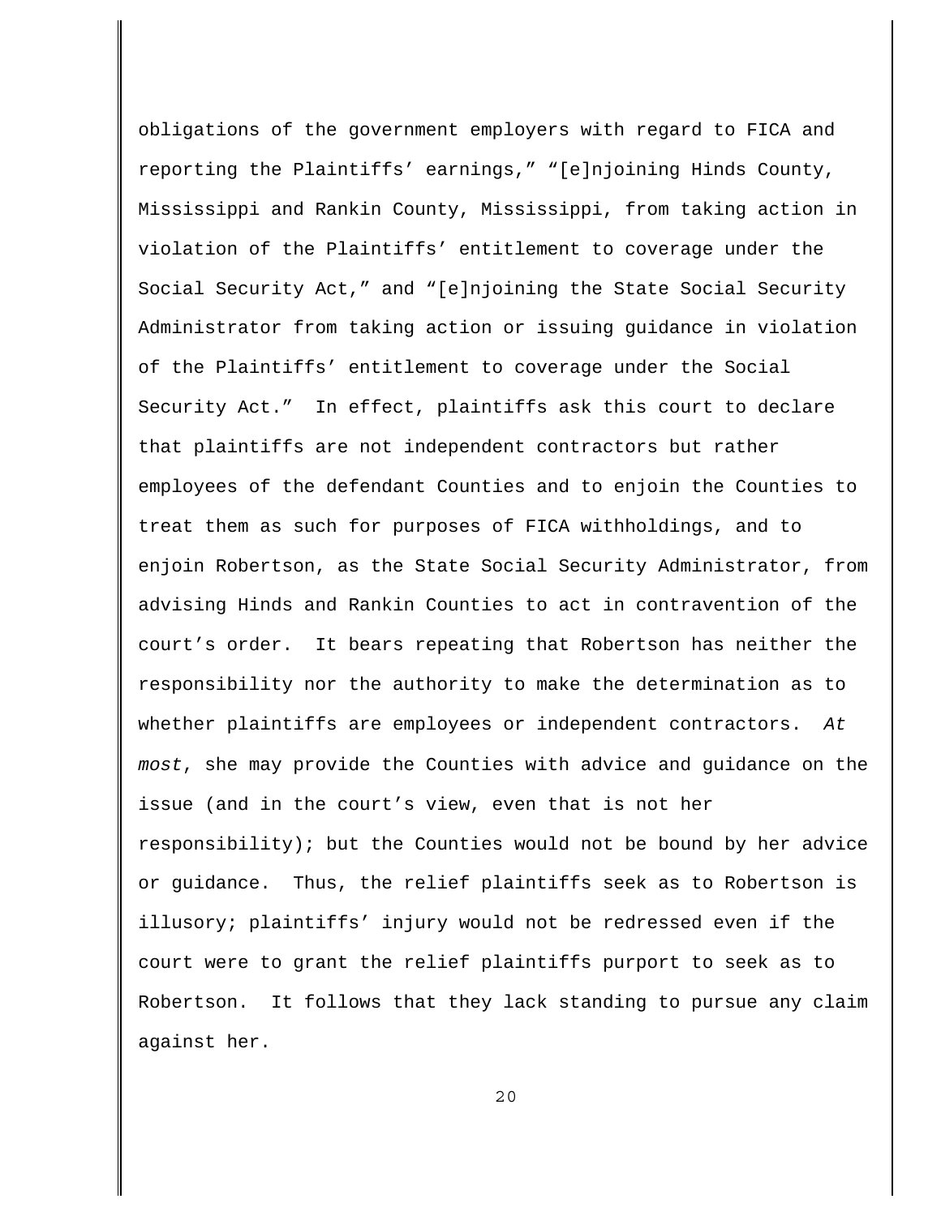obligations of the government employers with regard to FICA and reporting the Plaintiffs' earnings," "[e]njoining Hinds County, Mississippi and Rankin County, Mississippi, from taking action in violation of the Plaintiffs' entitlement to coverage under the Social Security Act," and "[e]njoining the State Social Security Administrator from taking action or issuing guidance in violation of the Plaintiffs' entitlement to coverage under the Social Security Act." In effect, plaintiffs ask this court to declare that plaintiffs are not independent contractors but rather employees of the defendant Counties and to enjoin the Counties to treat them as such for purposes of FICA withholdings, and to enjoin Robertson, as the State Social Security Administrator, from advising Hinds and Rankin Counties to act in contravention of the court's order. It bears repeating that Robertson has neither the responsibility nor the authority to make the determination as to whether plaintiffs are employees or independent contractors. *At most*, she may provide the Counties with advice and guidance on the issue (and in the court's view, even that is not her responsibility); but the Counties would not be bound by her advice or guidance. Thus, the relief plaintiffs seek as to Robertson is illusory; plaintiffs' injury would not be redressed even if the court were to grant the relief plaintiffs purport to seek as to Robertson. It follows that they lack standing to pursue any claim against her.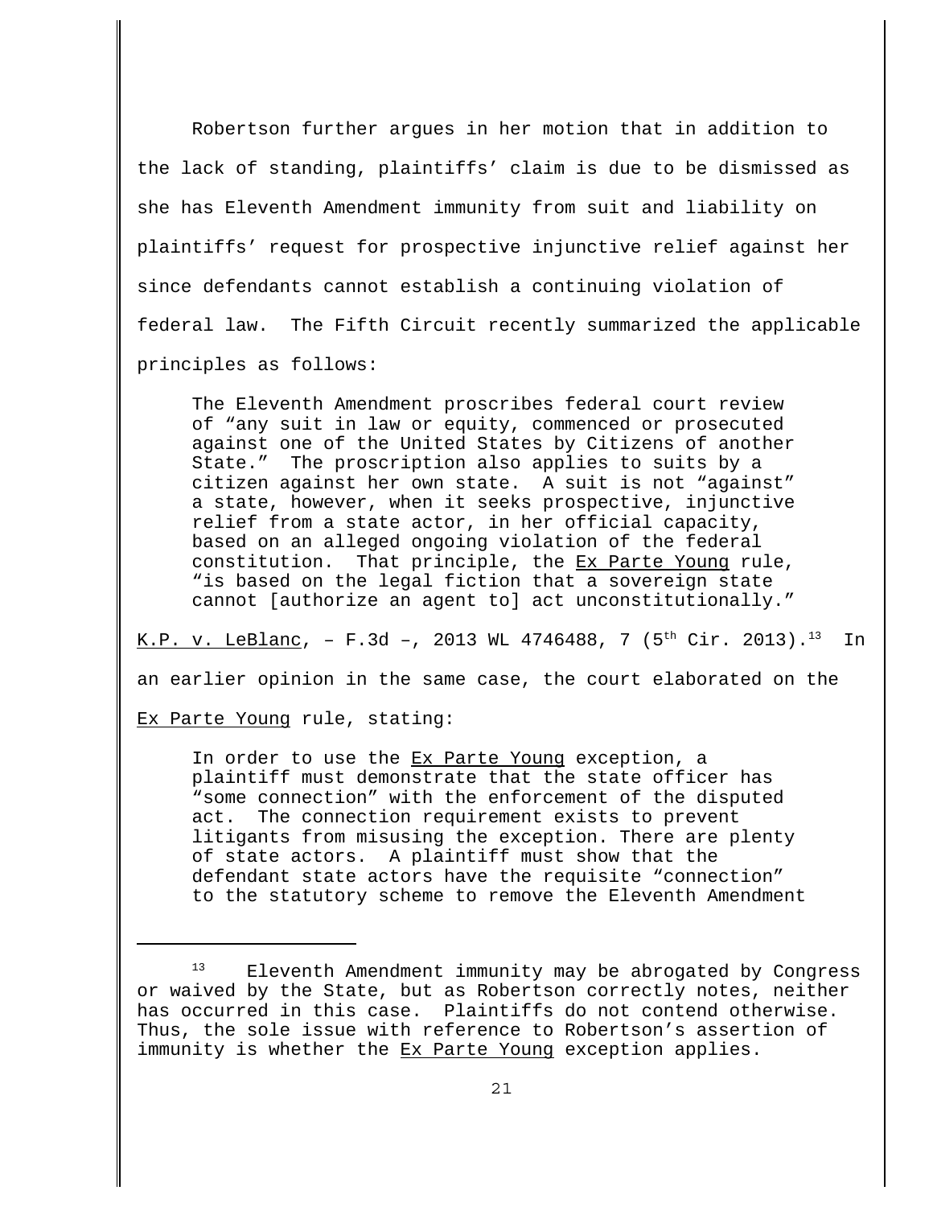Robertson further argues in her motion that in addition to the lack of standing, plaintiffs' claim is due to be dismissed as she has Eleventh Amendment immunity from suit and liability on plaintiffs' request for prospective injunctive relief against her since defendants cannot establish a continuing violation of federal law. The Fifth Circuit recently summarized the applicable principles as follows:

> The Eleventh Amendment proscribes federal court review of "any suit in law or equity, commenced or prosecuted against one of the United States by Citizens of another State." The proscription also applies to suits by a citizen against her own state. A suit is not "against" a state, however, when it seeks prospective, injunctive relief from a state actor, in her official capacity, based on an alleged ongoing violation of the federal constitution. That principle, the Ex Parte Young rule, "is based on the legal fiction that a sovereign state cannot [authorize an agent to] act unconstitutionally."

K.P. v. LeBlanc, – F.3d –, 2013 WL 4746488, 7 (5th Cir. 2013).[13] In an earlier opinion in the same case, the court elaborated on the Ex Parte Young rule, stating:

> In order to use the Ex Parte Young exception, a plaintiff must demonstrate that the state officer has "some connection" with the enforcement of the disputed act. The connection requirement exists to prevent litigants from misusing the exception. There are plenty of state actors. A plaintiff must show that the defendant state actors have the requisite "connection" to the statutory scheme to remove the Eleventh Amendment

[13] Eleventh Amendment immunity may be abrogated by Congress or waived by the State, but as Robertson correctly notes, neither has occurred in this case. Plaintiffs do not contend otherwise. Thus, the sole issue with reference to Robertson's assertion of immunity is whether the Ex Parte Young exception applies.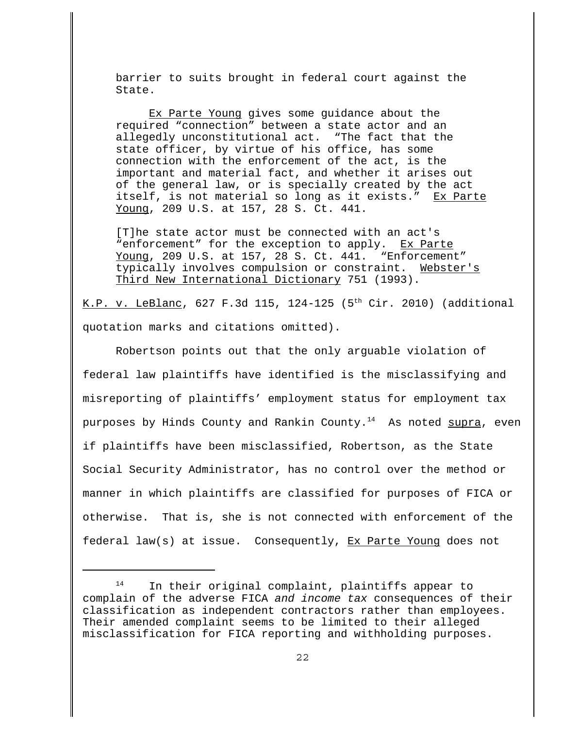> barrier to suits brought in federal court against the State.
>
> Ex Parte Young gives some guidance about the required "connection" between a state actor and an allegedly unconstitutional act. "The fact that the state officer, by virtue of his office, has some connection with the enforcement of the act, is the important and material fact, and whether it arises out of the general law, or is specially created by the act itself, is not material so long as it exists." Ex Parte Young, 209 U.S. at 157, 28 S. Ct. 441.
>
> [T]he state actor must be connected with an act's "enforcement" for the exception to apply. Ex Parte Young, 209 U.S. at 157, 28 S. Ct. 441. "Enforcement" typically involves compulsion or constraint. Webster's Third New International Dictionary 751 (1993).

K.P. v. LeBlanc, 627 F.3d 115, 124-125 (5th Cir. 2010) (additional quotation marks and citations omitted).

Robertson points out that the only arguable violation of federal law plaintiffs have identified is the misclassifying and misreporting of plaintiffs' employment status for employment tax purposes by Hinds County and Rankin County.[14] As noted supra, even if plaintiffs have been misclassified, Robertson, as the State Social Security Administrator, has no control over the method or manner in which plaintiffs are classified for purposes of FICA or otherwise. That is, she is not connected with enforcement of the federal law(s) at issue. Consequently, Ex Parte Young does not

---

[14] In their original complaint, plaintiffs appear to complain of the adverse FICA *and income tax* consequences of their classification as independent contractors rather than employees. Their amended complaint seems to be limited to their alleged misclassification for FICA reporting and withholding purposes.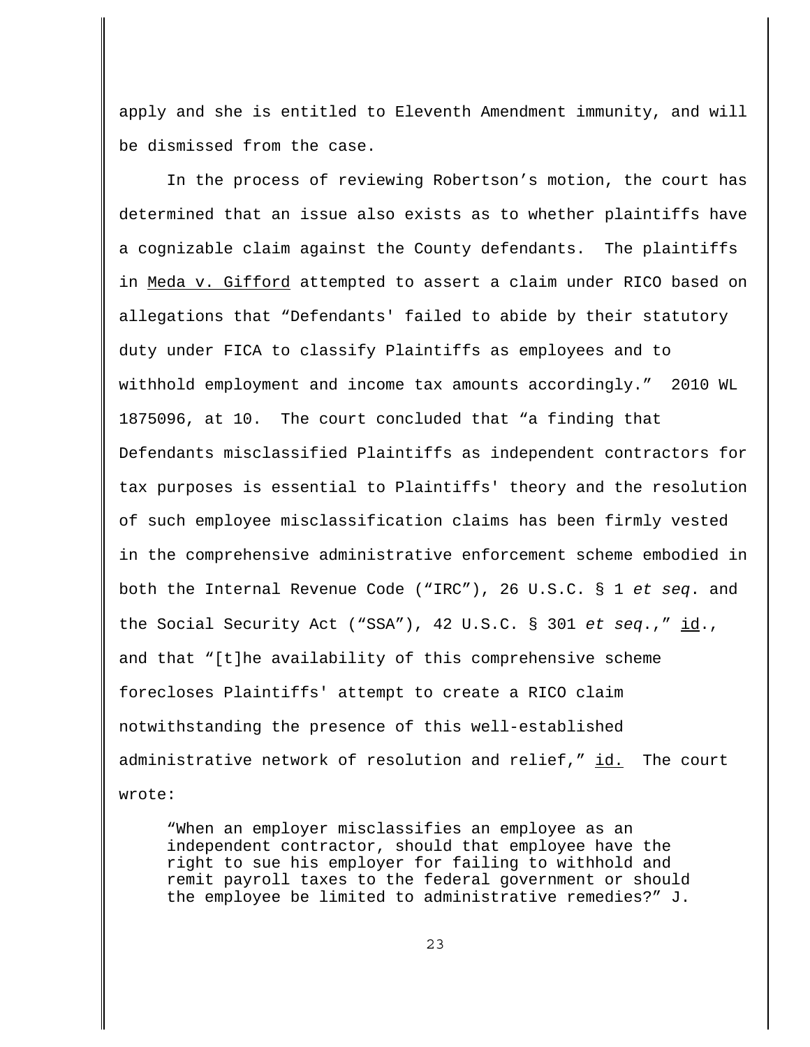apply and she is entitled to Eleventh Amendment immunity, and will be dismissed from the case.

In the process of reviewing Robertson's motion, the court has determined that an issue also exists as to whether plaintiffs have a cognizable claim against the County defendants. The plaintiffs in Meda v. Gifford attempted to assert a claim under RICO based on allegations that "Defendants' failed to abide by their statutory duty under FICA to classify Plaintiffs as employees and to withhold employment and income tax amounts accordingly." 2010 WL 1875096, at 10. The court concluded that "a finding that Defendants misclassified Plaintiffs as independent contractors for tax purposes is essential to Plaintiffs' theory and the resolution of such employee misclassification claims has been firmly vested in the comprehensive administrative enforcement scheme embodied in both the Internal Revenue Code ("IRC"), 26 U.S.C. § 1 *et seq*. and the Social Security Act ("SSA"), 42 U.S.C. § 301 *et seq*.," id., and that "[t]he availability of this comprehensive scheme forecloses Plaintiffs' attempt to create a RICO claim notwithstanding the presence of this well-established administrative network of resolution and relief," id. The court wrote:

> "When an employer misclassifies an employee as an independent contractor, should that employee have the right to sue his employer for failing to withhold and remit payroll taxes to the federal government or should the employee be limited to administrative remedies?" J.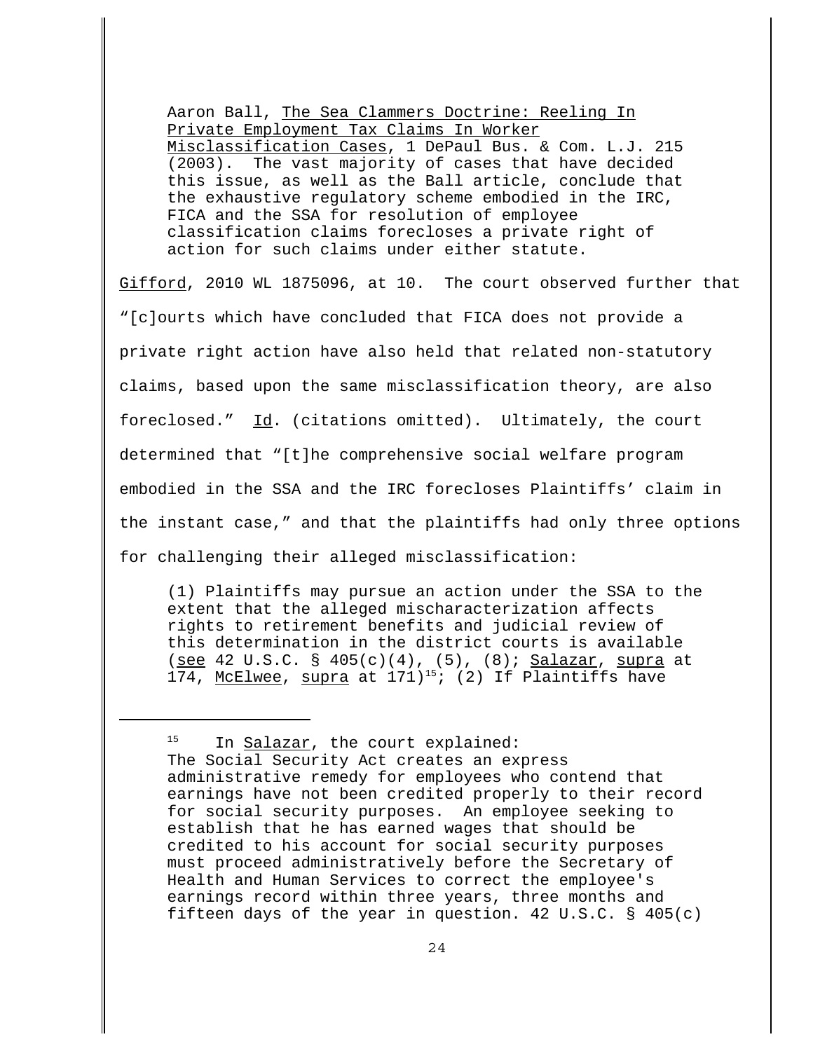> Aaron Ball, The Sea Clammers Doctrine: Reeling In Private Employment Tax Claims In Worker Misclassification Cases, 1 DePaul Bus. & Com. L.J. 215 (2003). The vast majority of cases that have decided this issue, as well as the Ball article, conclude that the exhaustive regulatory scheme embodied in the IRC, FICA and the SSA for resolution of employee classification claims forecloses a private right of action for such claims under either statute.

Gifford, 2010 WL 1875096, at 10. The court observed further that "[c]ourts which have concluded that FICA does not provide a private right action have also held that related non-statutory claims, based upon the same misclassification theory, are also foreclosed." Id. (citations omitted). Ultimately, the court determined that "[t]he comprehensive social welfare program embodied in the SSA and the IRC forecloses Plaintiffs' claim in the instant case," and that the plaintiffs had only three options for challenging their alleged misclassification:

> (1) Plaintiffs may pursue an action under the SSA to the extent that the alleged mischaracterization affects rights to retirement benefits and judicial review of this determination in the district courts is available (see 42 U.S.C. § 405(c)(4), (5), (8); Salazar, supra at 174, McElwee, supra at 171)[15]; (2) If Plaintiffs have

---

[15] In Salazar, the court explained:
The Social Security Act creates an express administrative remedy for employees who contend that earnings have not been credited properly to their record for social security purposes. An employee seeking to establish that he has earned wages that should be credited to his account for social security purposes must proceed administratively before the Secretary of Health and Human Services to correct the employee's earnings record within three years, three months and fifteen days of the year in question. 42 U.S.C. § 405(c)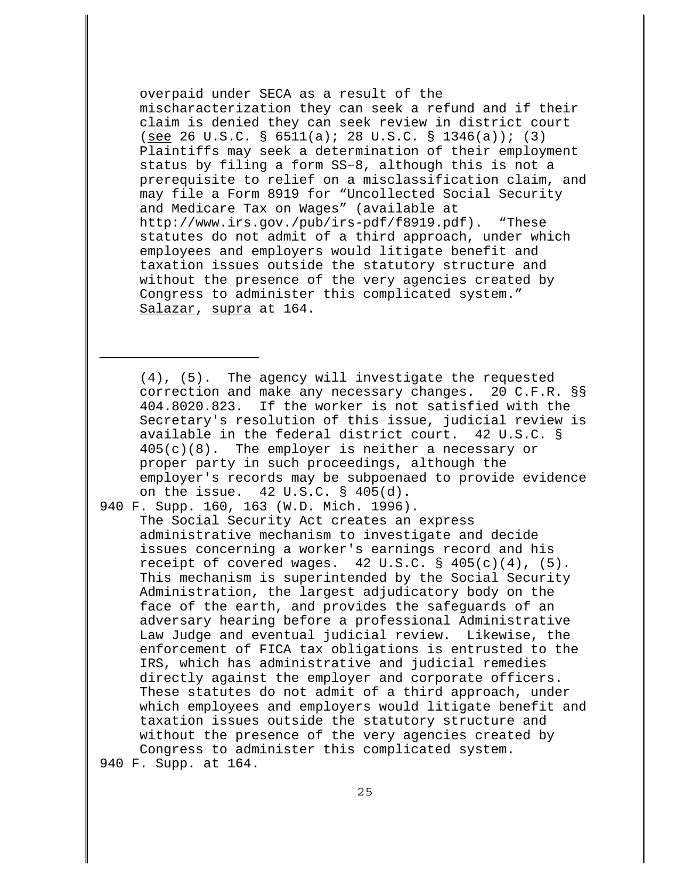overpaid under SECA as a result of the mischaracterization they can seek a refund and if their claim is denied they can seek review in district court (see 26 U.S.C. § 6511(a); 28 U.S.C. § 1346(a)); (3) Plaintiffs may seek a determination of their employment status by filing a form SS–8, although this is not a prerequisite to relief on a misclassification claim, and may file a Form 8919 for "Uncollected Social Security and Medicare Tax on Wages" (available at http://www.irs.gov./pub/irs-pdf/f8919.pdf). "These statutes do not admit of a third approach, under which employees and employers would litigate benefit and taxation issues outside the statutory structure and without the presence of the very agencies created by Congress to administer this complicated system." Salazar, supra at 164.

---

> (4), (5). The agency will investigate the requested correction and make any necessary changes. 20 C.F.R. §§ 404.8020.823. If the worker is not satisfied with the Secretary's resolution of this issue, judicial review is available in the federal district court. 42 U.S.C. § 405(c)(8). The employer is neither a necessary or proper party in such proceedings, although the employer's records may be subpoenaed to provide evidence on the issue. 42 U.S.C. § 405(d).

940 F. Supp. 160, 163 (W.D. Mich. 1996).

> The Social Security Act creates an express administrative mechanism to investigate and decide issues concerning a worker's earnings record and his receipt of covered wages. 42 U.S.C. § 405(c)(4), (5). This mechanism is superintended by the Social Security Administration, the largest adjudicatory body on the face of the earth, and provides the safeguards of an adversary hearing before a professional Administrative Law Judge and eventual judicial review. Likewise, the enforcement of FICA tax obligations is entrusted to the IRS, which has administrative and judicial remedies directly against the employer and corporate officers. These statutes do not admit of a third approach, under which employees and employers would litigate benefit and taxation issues outside the statutory structure and without the presence of the very agencies created by Congress to administer this complicated system.

940 F. Supp. at 164.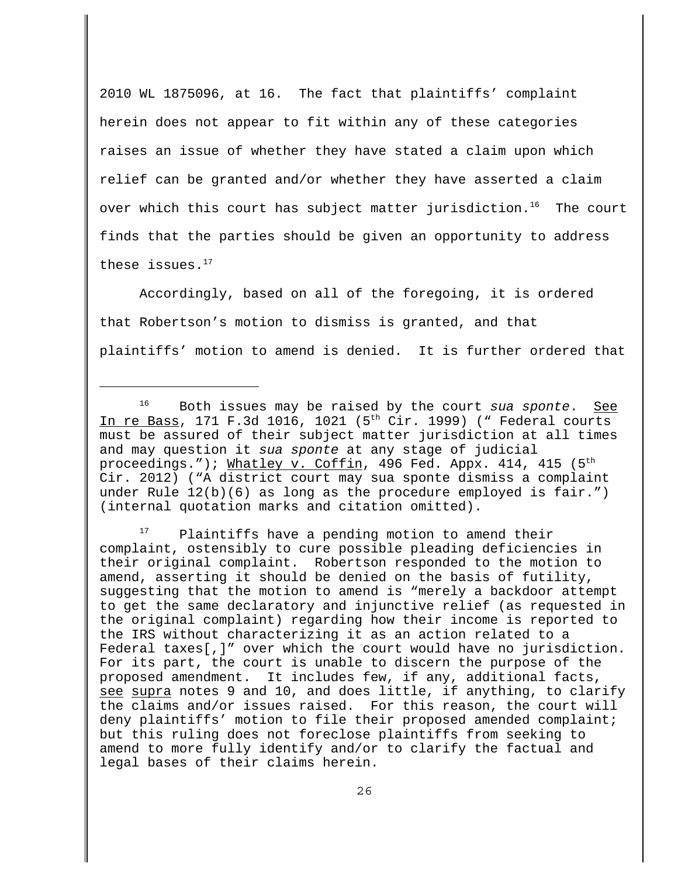2010 WL 1875096, at 16. The fact that plaintiffs' complaint herein does not appear to fit within any of these categories raises an issue of whether they have stated a claim upon which relief can be granted and/or whether they have asserted a claim over which this court has subject matter jurisdiction.[16] The court finds that the parties should be given an opportunity to address these issues.[17]

Accordingly, based on all of the foregoing, it is ordered that Robertson's motion to dismiss is granted, and that plaintiffs' motion to amend is denied. It is further ordered that

---

[16] Both issues may be raised by the court *sua sponte*. See In re Bass, 171 F.3d 1016, 1021 (5th Cir. 1999) (" Federal courts must be assured of their subject matter jurisdiction at all times and may question it *sua sponte* at any stage of judicial proceedings."); Whatley v. Coffin, 496 Fed. Appx. 414, 415 (5th Cir. 2012) ("A district court may sua sponte dismiss a complaint under Rule 12(b)(6) as long as the procedure employed is fair.") (internal quotation marks and citation omitted).

[17] Plaintiffs have a pending motion to amend their complaint, ostensibly to cure possible pleading deficiencies in their original complaint. Robertson responded to the motion to amend, asserting it should be denied on the basis of futility, suggesting that the motion to amend is "merely a backdoor attempt to get the same declaratory and injunctive relief (as requested in the original complaint) regarding how their income is reported to the IRS without characterizing it as an action related to a Federal taxes[,]" over which the court would have no jurisdiction. For its part, the court is unable to discern the purpose of the proposed amendment. It includes few, if any, additional facts, see supra notes 9 and 10, and does little, if anything, to clarify the claims and/or issues raised. For this reason, the court will deny plaintiffs' motion to file their proposed amended complaint; but this ruling does not foreclose plaintiffs from seeking to amend to more fully identify and/or to clarify the factual and legal bases of their claims herein.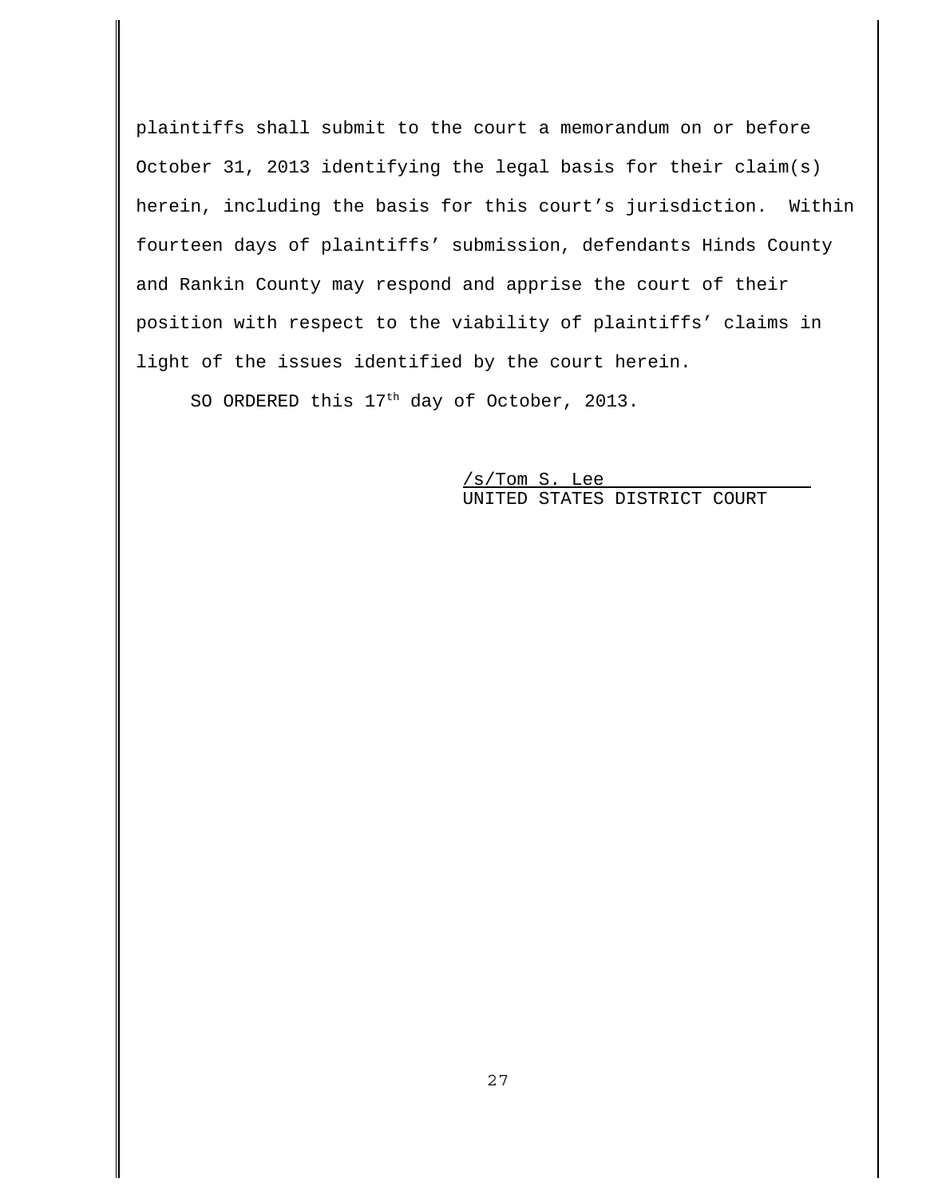plaintiffs shall submit to the court a memorandum on or before October 31, 2013 identifying the legal basis for their claim(s) herein, including the basis for this court's jurisdiction. Within fourteen days of plaintiffs' submission, defendants Hinds County and Rankin County may respond and apprise the court of their position with respect to the viability of plaintiffs' claims in light of the issues identified by the court herein.

SO ORDERED this 17th day of October, 2013.

/s/Tom S. Lee
UNITED STATES DISTRICT COURT